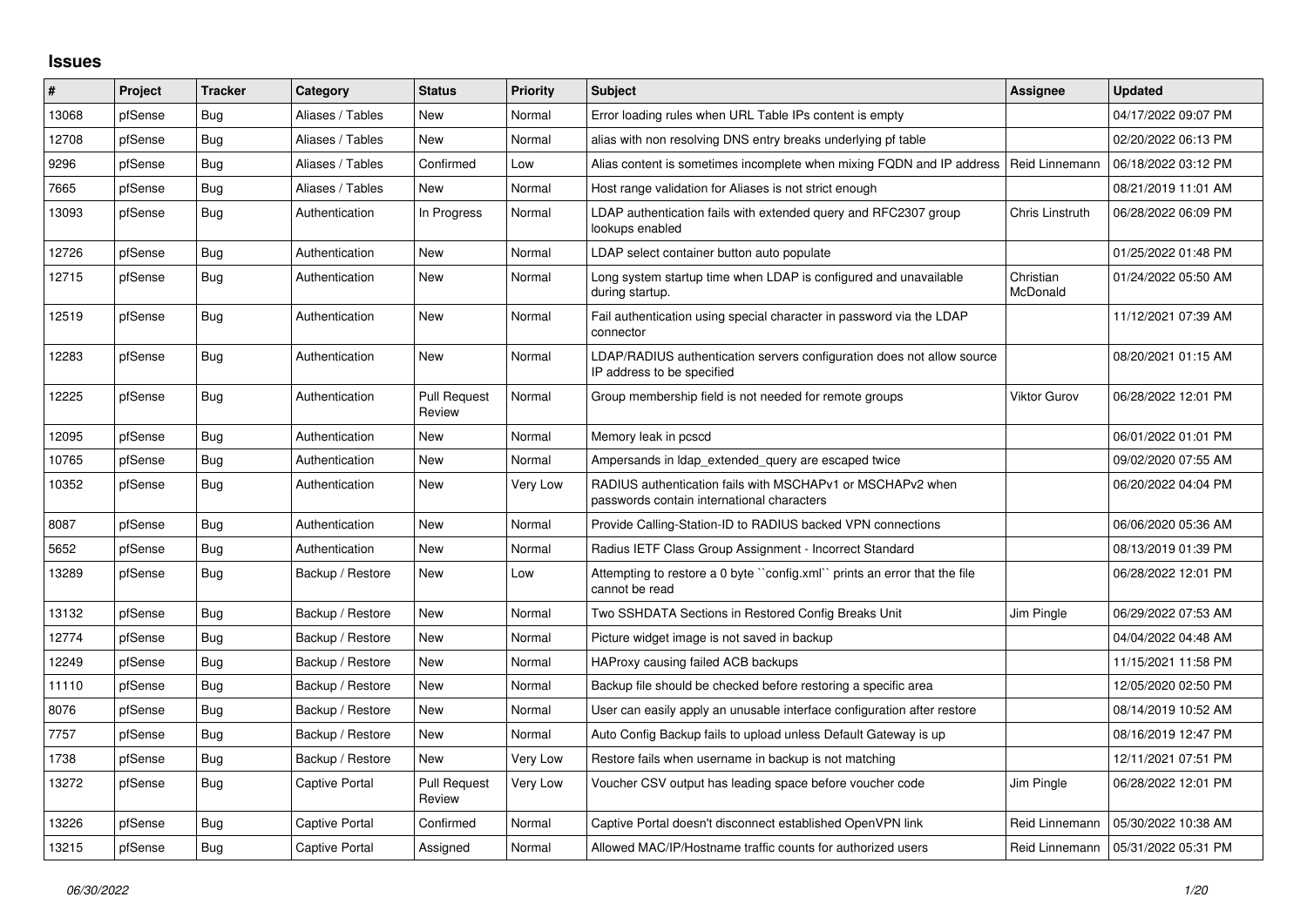## Issues

| # | Project | Tracker | Category | Status | Priority | Subject | Assignee | Updated |
|---|---|---|---|---|---|---|---|---|
| 13068 | pfSense | Bug | Aliases / Tables | New | Normal | Error loading rules when URL Table IPs content is empty | | 04/17/2022 09:07 PM |
| 12708 | pfSense | Bug | Aliases / Tables | New | Normal | alias with non resolving DNS entry breaks underlying pf table | | 02/20/2022 06:13 PM |
| 9296 | pfSense | Bug | Aliases / Tables | Confirmed | Low | Alias content is sometimes incomplete when mixing FQDN and IP address | Reid Linnemann | 06/18/2022 03:12 PM |
| 7665 | pfSense | Bug | Aliases / Tables | New | Normal | Host range validation for Aliases is not strict enough | | 08/21/2019 11:01 AM |
| 13093 | pfSense | Bug | Authentication | In Progress | Normal | LDAP authentication fails with extended query and RFC2307 group lookups enabled | Chris Linstruth | 06/28/2022 06:09 PM |
| 12726 | pfSense | Bug | Authentication | New | Normal | LDAP select container button auto populate | | 01/25/2022 01:48 PM |
| 12715 | pfSense | Bug | Authentication | New | Normal | Long system startup time when LDAP is configured and unavailable during startup. | Christian McDonald | 01/24/2022 05:50 AM |
| 12519 | pfSense | Bug | Authentication | New | Normal | Fail authentication using special character in password via the LDAP connector | | 11/12/2021 07:39 AM |
| 12283 | pfSense | Bug | Authentication | New | Normal | LDAP/RADIUS authentication servers configuration does not allow source IP address to be specified | | 08/20/2021 01:15 AM |
| 12225 | pfSense | Bug | Authentication | Pull Request Review | Normal | Group membership field is not needed for remote groups | Viktor Gurov | 06/28/2022 12:01 PM |
| 12095 | pfSense | Bug | Authentication | New | Normal | Memory leak in pcscd | | 06/01/2022 01:01 PM |
| 10765 | pfSense | Bug | Authentication | New | Normal | Ampersands in ldap_extended_query are escaped twice | | 09/02/2020 07:55 AM |
| 10352 | pfSense | Bug | Authentication | New | Very Low | RADIUS authentication fails with MSCHAPv1 or MSCHAPv2 when passwords contain international characters | | 06/20/2022 04:04 PM |
| 8087 | pfSense | Bug | Authentication | New | Normal | Provide Calling-Station-ID to RADIUS backed VPN connections | | 06/06/2020 05:36 AM |
| 5652 | pfSense | Bug | Authentication | New | Normal | Radius IETF Class Group Assignment - Incorrect Standard | | 08/13/2019 01:39 PM |
| 13289 | pfSense | Bug | Backup / Restore | New | Low | Attempting to restore a 0 byte ``config.xml`` prints an error that the file cannot be read | | 06/28/2022 12:01 PM |
| 13132 | pfSense | Bug | Backup / Restore | New | Normal | Two SSHDATA Sections in Restored Config Breaks Unit | Jim Pingle | 06/29/2022 07:53 AM |
| 12774 | pfSense | Bug | Backup / Restore | New | Normal | Picture widget image is not saved in backup | | 04/04/2022 04:48 AM |
| 12249 | pfSense | Bug | Backup / Restore | New | Normal | HAProxy causing failed ACB backups | | 11/15/2021 11:58 PM |
| 11110 | pfSense | Bug | Backup / Restore | New | Normal | Backup file should be checked before restoring a specific area | | 12/05/2020 02:50 PM |
| 8076 | pfSense | Bug | Backup / Restore | New | Normal | User can easily apply an unusable interface configuration after restore | | 08/14/2019 10:52 AM |
| 7757 | pfSense | Bug | Backup / Restore | New | Normal | Auto Config Backup fails to upload unless Default Gateway is up | | 08/16/2019 12:47 PM |
| 1738 | pfSense | Bug | Backup / Restore | New | Very Low | Restore fails when username in backup is not matching | | 12/11/2021 07:51 PM |
| 13272 | pfSense | Bug | Captive Portal | Pull Request Review | Very Low | Voucher CSV output has leading space before voucher code | Jim Pingle | 06/28/2022 12:01 PM |
| 13226 | pfSense | Bug | Captive Portal | Confirmed | Normal | Captive Portal doesn't disconnect established OpenVPN link | Reid Linnemann | 05/30/2022 10:38 AM |
| 13215 | pfSense | Bug | Captive Portal | Assigned | Normal | Allowed MAC/IP/Hostname traffic counts for authorized users | Reid Linnemann | 05/31/2022 05:31 PM |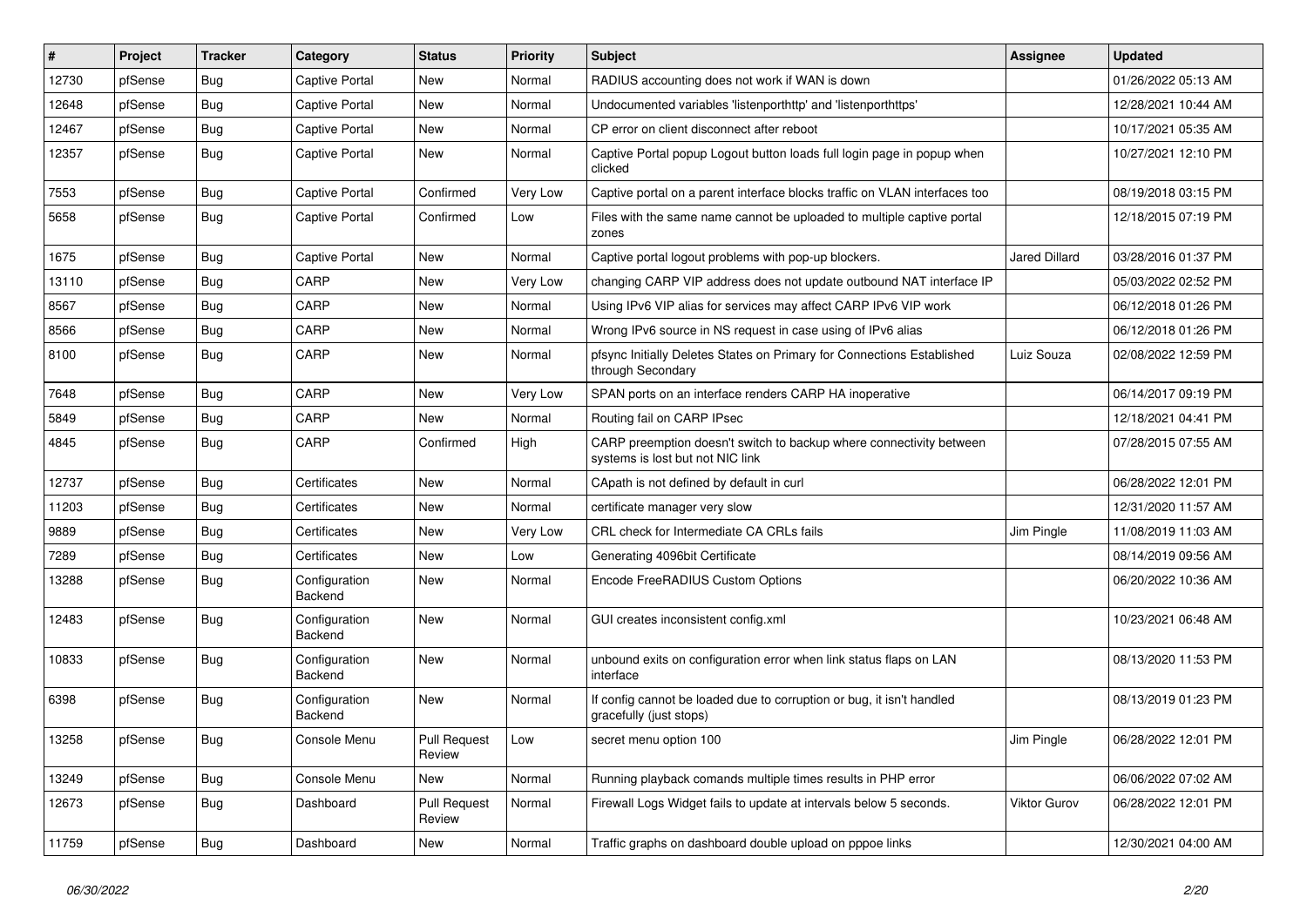| # | Project | Tracker | Category | Status | Priority | Subject | Assignee | Updated |
|---|---|---|---|---|---|---|---|---|
| 12730 | pfSense | Bug | Captive Portal | New | Normal | RADIUS accounting does not work if WAN is down | | 01/26/2022 05:13 AM |
| 12648 | pfSense | Bug | Captive Portal | New | Normal | Undocumented variables 'listenporthttp' and 'listenporthttps' | | 12/28/2021 10:44 AM |
| 12467 | pfSense | Bug | Captive Portal | New | Normal | CP error on client disconnect after reboot | | 10/17/2021 05:35 AM |
| 12357 | pfSense | Bug | Captive Portal | New | Normal | Captive Portal popup Logout button loads full login page in popup when clicked | | 10/27/2021 12:10 PM |
| 7553 | pfSense | Bug | Captive Portal | Confirmed | Very Low | Captive portal on a parent interface blocks traffic on VLAN interfaces too | | 08/19/2018 03:15 PM |
| 5658 | pfSense | Bug | Captive Portal | Confirmed | Low | Files with the same name cannot be uploaded to multiple captive portal zones | | 12/18/2015 07:19 PM |
| 1675 | pfSense | Bug | Captive Portal | New | Normal | Captive portal logout problems with pop-up blockers. | Jared Dillard | 03/28/2016 01:37 PM |
| 13110 | pfSense | Bug | CARP | New | Very Low | changing CARP VIP address does not update outbound NAT interface IP | | 05/03/2022 02:52 PM |
| 8567 | pfSense | Bug | CARP | New | Normal | Using IPv6 VIP alias for services may affect CARP IPv6 VIP work | | 06/12/2018 01:26 PM |
| 8566 | pfSense | Bug | CARP | New | Normal | Wrong IPv6 source in NS request in case using of IPv6 alias | | 06/12/2018 01:26 PM |
| 8100 | pfSense | Bug | CARP | New | Normal | pfsync Initially Deletes States on Primary for Connections Established through Secondary | Luiz Souza | 02/08/2022 12:59 PM |
| 7648 | pfSense | Bug | CARP | New | Very Low | SPAN ports on an interface renders CARP HA inoperative | | 06/14/2017 09:19 PM |
| 5849 | pfSense | Bug | CARP | New | Normal | Routing fail on CARP IPsec | | 12/18/2021 04:41 PM |
| 4845 | pfSense | Bug | CARP | Confirmed | High | CARP preemption doesn't switch to backup where connectivity between systems is lost but not NIC link | | 07/28/2015 07:55 AM |
| 12737 | pfSense | Bug | Certificates | New | Normal | CApath is not defined by default in curl | | 06/28/2022 12:01 PM |
| 11203 | pfSense | Bug | Certificates | New | Normal | certificate manager very slow | | 12/31/2020 11:57 AM |
| 9889 | pfSense | Bug | Certificates | New | Very Low | CRL check for Intermediate CA CRLs fails | Jim Pingle | 11/08/2019 11:03 AM |
| 7289 | pfSense | Bug | Certificates | New | Low | Generating 4096bit Certificate | | 08/14/2019 09:56 AM |
| 13288 | pfSense | Bug | Configuration Backend | New | Normal | Encode FreeRADIUS Custom Options | | 06/20/2022 10:36 AM |
| 12483 | pfSense | Bug | Configuration Backend | New | Normal | GUI creates inconsistent config.xml | | 10/23/2021 06:48 AM |
| 10833 | pfSense | Bug | Configuration Backend | New | Normal | unbound exits on configuration error when link status flaps on LAN interface | | 08/13/2020 11:53 PM |
| 6398 | pfSense | Bug | Configuration Backend | New | Normal | If config cannot be loaded due to corruption or bug, it isn't handled gracefully (just stops) | | 08/13/2019 01:23 PM |
| 13258 | pfSense | Bug | Console Menu | Pull Request Review | Low | secret menu option 100 | Jim Pingle | 06/28/2022 12:01 PM |
| 13249 | pfSense | Bug | Console Menu | New | Normal | Running playback comands multiple times results in PHP error | | 06/06/2022 07:02 AM |
| 12673 | pfSense | Bug | Dashboard | Pull Request Review | Normal | Firewall Logs Widget fails to update at intervals below 5 seconds. | Viktor Gurov | 06/28/2022 12:01 PM |
| 11759 | pfSense | Bug | Dashboard | New | Normal | Traffic graphs on dashboard double upload on pppoe links | | 12/30/2021 04:00 AM |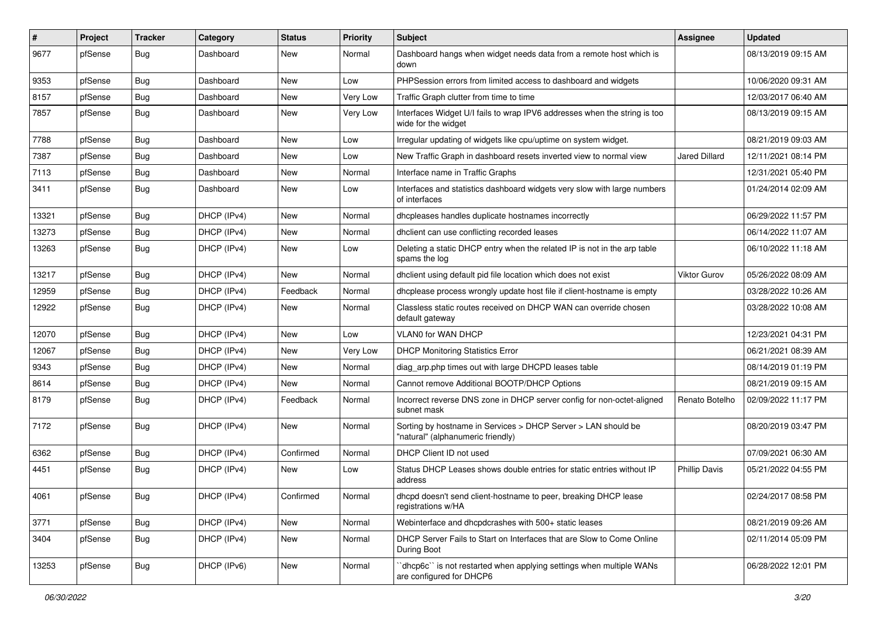| # | Project | Tracker | Category | Status | Priority | Subject | Assignee | Updated |
|---|---|---|---|---|---|---|---|---|
| 9677 | pfSense | Bug | Dashboard | New | Normal | Dashboard hangs when widget needs data from a remote host which is down | | 08/13/2019 09:15 AM |
| 9353 | pfSense | Bug | Dashboard | New | Low | PHPSession errors from limited access to dashboard and widgets | | 10/06/2020 09:31 AM |
| 8157 | pfSense | Bug | Dashboard | New | Very Low | Traffic Graph clutter from time to time | | 12/03/2017 06:40 AM |
| 7857 | pfSense | Bug | Dashboard | New | Very Low | Interfaces Widget U/I fails to wrap IPV6 addresses when the string is too wide for the widget | | 08/13/2019 09:15 AM |
| 7788 | pfSense | Bug | Dashboard | New | Low | Irregular updating of widgets like cpu/uptime on system widget. | | 08/21/2019 09:03 AM |
| 7387 | pfSense | Bug | Dashboard | New | Low | New Traffic Graph in dashboard resets inverted view to normal view | Jared Dillard | 12/11/2021 08:14 PM |
| 7113 | pfSense | Bug | Dashboard | New | Normal | Interface name in Traffic Graphs | | 12/31/2021 05:40 PM |
| 3411 | pfSense | Bug | Dashboard | New | Low | Interfaces and statistics dashboard widgets very slow with large numbers of interfaces | | 01/24/2014 02:09 AM |
| 13321 | pfSense | Bug | DHCP (IPv4) | New | Normal | dhcpleases handles duplicate hostnames incorrectly | | 06/29/2022 11:57 PM |
| 13273 | pfSense | Bug | DHCP (IPv4) | New | Normal | dhclient can use conflicting recorded leases | | 06/14/2022 11:07 AM |
| 13263 | pfSense | Bug | DHCP (IPv4) | New | Low | Deleting a static DHCP entry when the related IP is not in the arp table spams the log | | 06/10/2022 11:18 AM |
| 13217 | pfSense | Bug | DHCP (IPv4) | New | Normal | dhclient using default pid file location which does not exist | Viktor Gurov | 05/26/2022 08:09 AM |
| 12959 | pfSense | Bug | DHCP (IPv4) | Feedback | Normal | dhcplease process wrongly update host file if client-hostname is empty | | 03/28/2022 10:26 AM |
| 12922 | pfSense | Bug | DHCP (IPv4) | New | Normal | Classless static routes received on DHCP WAN can override chosen default gateway | | 03/28/2022 10:08 AM |
| 12070 | pfSense | Bug | DHCP (IPv4) | New | Low | VLAN0 for WAN DHCP | | 12/23/2021 04:31 PM |
| 12067 | pfSense | Bug | DHCP (IPv4) | New | Very Low | DHCP Monitoring Statistics Error | | 06/21/2021 08:39 AM |
| 9343 | pfSense | Bug | DHCP (IPv4) | New | Normal | diag_arp.php times out with large DHCPD leases table | | 08/14/2019 01:19 PM |
| 8614 | pfSense | Bug | DHCP (IPv4) | New | Normal | Cannot remove Additional BOOTP/DHCP Options | | 08/21/2019 09:15 AM |
| 8179 | pfSense | Bug | DHCP (IPv4) | Feedback | Normal | Incorrect reverse DNS zone in DHCP server config for non-octet-aligned subnet mask | Renato Botelho | 02/09/2022 11:17 PM |
| 7172 | pfSense | Bug | DHCP (IPv4) | New | Normal | Sorting by hostname in Services > DHCP Server > LAN should be "natural" (alphanumeric friendly) | | 08/20/2019 03:47 PM |
| 6362 | pfSense | Bug | DHCP (IPv4) | Confirmed | Normal | DHCP Client ID not used | | 07/09/2021 06:30 AM |
| 4451 | pfSense | Bug | DHCP (IPv4) | New | Low | Status DHCP Leases shows double entries for static entries without IP address | Phillip Davis | 05/21/2022 04:55 PM |
| 4061 | pfSense | Bug | DHCP (IPv4) | Confirmed | Normal | dhcpd doesn't send client-hostname to peer, breaking DHCP lease registrations w/HA | | 02/24/2017 08:58 PM |
| 3771 | pfSense | Bug | DHCP (IPv4) | New | Normal | Webinterface and dhcpdcrashes with 500+ static leases | | 08/21/2019 09:26 AM |
| 3404 | pfSense | Bug | DHCP (IPv4) | New | Normal | DHCP Server Fails to Start on Interfaces that are Slow to Come Online During Boot | | 02/11/2014 05:09 PM |
| 13253 | pfSense | Bug | DHCP (IPv6) | New | Normal | ``dhcp6c`` is not restarted when applying settings when multiple WANs are configured for DHCP6 | | 06/28/2022 12:01 PM |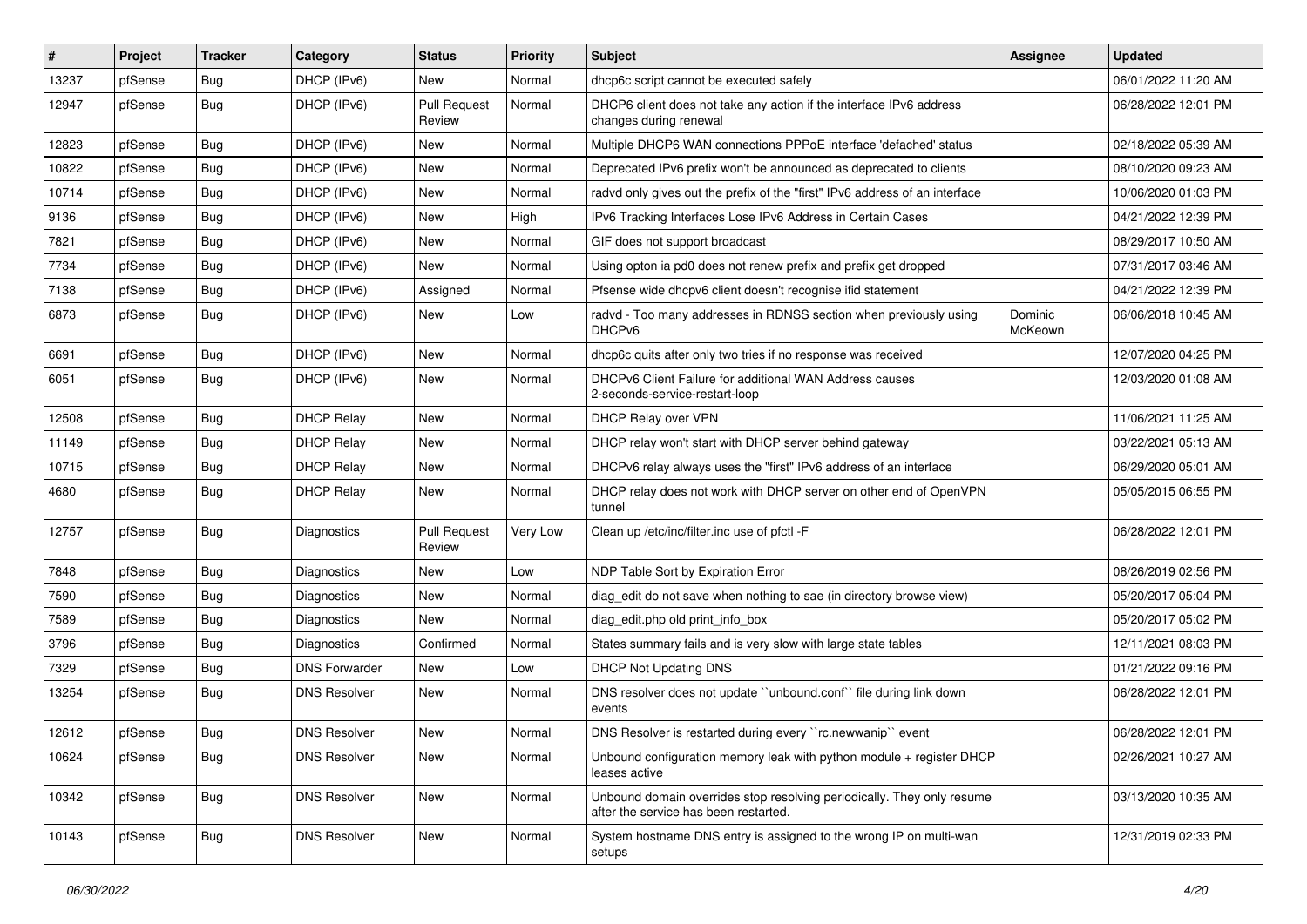| # | Project | Tracker | Category | Status | Priority | Subject | Assignee | Updated |
|---|---|---|---|---|---|---|---|---|
| 13237 | pfSense | Bug | DHCP (IPv6) | New | Normal | dhcp6c script cannot be executed safely | | 06/01/2022 11:20 AM |
| 12947 | pfSense | Bug | DHCP (IPv6) | Pull Request Review | Normal | DHCP6 client does not take any action if the interface IPv6 address changes during renewal | | 06/28/2022 12:01 PM |
| 12823 | pfSense | Bug | DHCP (IPv6) | New | Normal | Multiple DHCP6 WAN connections PPPoE interface 'defached' status | | 02/18/2022 05:39 AM |
| 10822 | pfSense | Bug | DHCP (IPv6) | New | Normal | Deprecated IPv6 prefix won't be announced as deprecated to clients | | 08/10/2020 09:23 AM |
| 10714 | pfSense | Bug | DHCP (IPv6) | New | Normal | radvd only gives out the prefix of the "first" IPv6 address of an interface | | 10/06/2020 01:03 PM |
| 9136 | pfSense | Bug | DHCP (IPv6) | New | High | IPv6 Tracking Interfaces Lose IPv6 Address in Certain Cases | | 04/21/2022 12:39 PM |
| 7821 | pfSense | Bug | DHCP (IPv6) | New | Normal | GIF does not support broadcast | | 08/29/2017 10:50 AM |
| 7734 | pfSense | Bug | DHCP (IPv6) | New | Normal | Using opton ia pd0 does not renew prefix and prefix get dropped | | 07/31/2017 03:46 AM |
| 7138 | pfSense | Bug | DHCP (IPv6) | Assigned | Normal | Pfsense wide dhcpv6 client doesn't recognise ifid statement | | 04/21/2022 12:39 PM |
| 6873 | pfSense | Bug | DHCP (IPv6) | New | Low | radvd - Too many addresses in RDNSS section when previously using DHCPv6 | Dominic McKeown | 06/06/2018 10:45 AM |
| 6691 | pfSense | Bug | DHCP (IPv6) | New | Normal | dhcp6c quits after only two tries if no response was received | | 12/07/2020 04:25 PM |
| 6051 | pfSense | Bug | DHCP (IPv6) | New | Normal | DHCPv6 Client Failure for additional WAN Address causes 2-seconds-service-restart-loop | | 12/03/2020 01:08 AM |
| 12508 | pfSense | Bug | DHCP Relay | New | Normal | DHCP Relay over VPN | | 11/06/2021 11:25 AM |
| 11149 | pfSense | Bug | DHCP Relay | New | Normal | DHCP relay won't start with DHCP server behind gateway | | 03/22/2021 05:13 AM |
| 10715 | pfSense | Bug | DHCP Relay | New | Normal | DHCPv6 relay always uses the "first" IPv6 address of an interface | | 06/29/2020 05:01 AM |
| 4680 | pfSense | Bug | DHCP Relay | New | Normal | DHCP relay does not work with DHCP server on other end of OpenVPN tunnel | | 05/05/2015 06:55 PM |
| 12757 | pfSense | Bug | Diagnostics | Pull Request Review | Very Low | Clean up /etc/inc/filter.inc use of pfctl -F | | 06/28/2022 12:01 PM |
| 7848 | pfSense | Bug | Diagnostics | New | Low | NDP Table Sort by Expiration Error | | 08/26/2019 02:56 PM |
| 7590 | pfSense | Bug | Diagnostics | New | Normal | diag_edit do not save when nothing to sae (in directory browse view) | | 05/20/2017 05:04 PM |
| 7589 | pfSense | Bug | Diagnostics | New | Normal | diag_edit.php old print_info_box | | 05/20/2017 05:02 PM |
| 3796 | pfSense | Bug | Diagnostics | Confirmed | Normal | States summary fails and is very slow with large state tables | | 12/11/2021 08:03 PM |
| 7329 | pfSense | Bug | DNS Forwarder | New | Low | DHCP Not Updating DNS | | 01/21/2022 09:16 PM |
| 13254 | pfSense | Bug | DNS Resolver | New | Normal | DNS resolver does not update ``unbound.conf`` file during link down events | | 06/28/2022 12:01 PM |
| 12612 | pfSense | Bug | DNS Resolver | New | Normal | DNS Resolver is restarted during every ``rc.newwanip`` event | | 06/28/2022 12:01 PM |
| 10624 | pfSense | Bug | DNS Resolver | New | Normal | Unbound configuration memory leak with python module + register DHCP leases active | | 02/26/2021 10:27 AM |
| 10342 | pfSense | Bug | DNS Resolver | New | Normal | Unbound domain overrides stop resolving periodically. They only resume after the service has been restarted. | | 03/13/2020 10:35 AM |
| 10143 | pfSense | Bug | DNS Resolver | New | Normal | System hostname DNS entry is assigned to the wrong IP on multi-wan setups | | 12/31/2019 02:33 PM |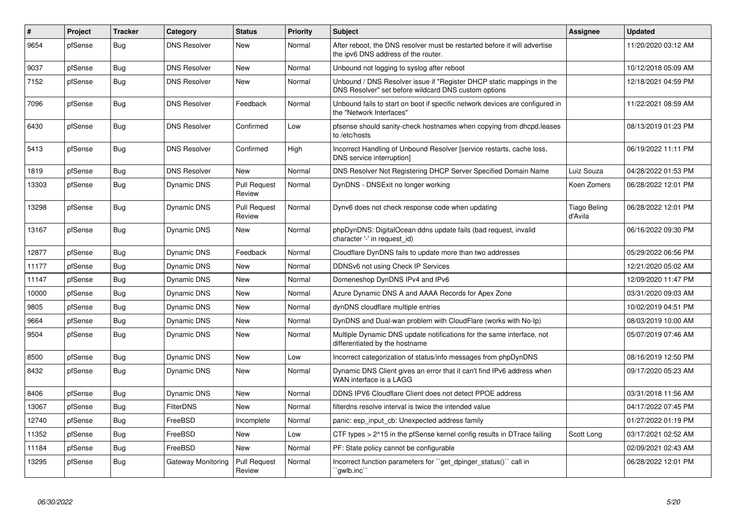| # | Project | Tracker | Category | Status | Priority | Subject | Assignee | Updated |
|---|---|---|---|---|---|---|---|---|
| 9654 | pfSense | Bug | DNS Resolver | New | Normal | After reboot, the DNS resolver must be restarted before it will advertise the ipv6 DNS address of the router. | | 11/20/2020 03:12 AM |
| 9037 | pfSense | Bug | DNS Resolver | New | Normal | Unbound not logging to syslog after reboot | | 10/12/2018 05:09 AM |
| 7152 | pfSense | Bug | DNS Resolver | New | Normal | Unbound / DNS Resolver issue if "Register DHCP static mappings in the DNS Resolver" set before wildcard DNS custom options | | 12/18/2021 04:59 PM |
| 7096 | pfSense | Bug | DNS Resolver | Feedback | Normal | Unbound fails to start on boot if specific network devices are configured in the "Network Interfaces" | | 11/22/2021 08:59 AM |
| 6430 | pfSense | Bug | DNS Resolver | Confirmed | Low | pfsense should sanity-check hostnames when copying from dhcpd.leases to /etc/hosts | | 08/13/2019 01:23 PM |
| 5413 | pfSense | Bug | DNS Resolver | Confirmed | High | Incorrect Handling of Unbound Resolver [service restarts, cache loss, DNS service interruption] | | 06/19/2022 11:11 PM |
| 1819 | pfSense | Bug | DNS Resolver | New | Normal | DNS Resolver Not Registering DHCP Server Specified Domain Name | Luiz Souza | 04/28/2022 01:53 PM |
| 13303 | pfSense | Bug | Dynamic DNS | Pull Request Review | Normal | DynDNS - DNSExit no longer working | Koen Zomers | 06/28/2022 12:01 PM |
| 13298 | pfSense | Bug | Dynamic DNS | Pull Request Review | Normal | Dynv6 does not check response code when updating | Tiago Beling d'Avila | 06/28/2022 12:01 PM |
| 13167 | pfSense | Bug | Dynamic DNS | New | Normal | phpDynDNS: DigitalOcean ddns update fails (bad request, invalid character '-' in request_id) | | 06/16/2022 09:30 PM |
| 12877 | pfSense | Bug | Dynamic DNS | Feedback | Normal | Cloudflare DynDNS fails to update more than two addresses | | 05/29/2022 06:56 PM |
| 11177 | pfSense | Bug | Dynamic DNS | New | Normal | DDNSv6 not using Check IP Services | | 12/21/2020 05:02 AM |
| 11147 | pfSense | Bug | Dynamic DNS | New | Normal | Domeneshop DynDNS IPv4 and IPv6 | | 12/09/2020 11:47 PM |
| 10000 | pfSense | Bug | Dynamic DNS | New | Normal | Azure Dynamic DNS A and AAAA Records for Apex Zone | | 03/31/2020 09:03 AM |
| 9805 | pfSense | Bug | Dynamic DNS | New | Normal | dynDNS cloudflare multiple entries | | 10/02/2019 04:51 PM |
| 9664 | pfSense | Bug | Dynamic DNS | New | Normal | DynDNS and Dual-wan problem with CloudFlare (works with No-Ip) | | 08/03/2019 10:00 AM |
| 9504 | pfSense | Bug | Dynamic DNS | New | Normal | Multiple Dynamic DNS update notifications for the same interface, not differentiated by the hostname | | 05/07/2019 07:46 AM |
| 8500 | pfSense | Bug | Dynamic DNS | New | Low | Incorrect categorization of status/info messages from phpDynDNS | | 08/16/2019 12:50 PM |
| 8432 | pfSense | Bug | Dynamic DNS | New | Normal | Dynamic DNS Client gives an error that it can't find IPv6 address when WAN interface is a LAGG | | 09/17/2020 05:23 AM |
| 8406 | pfSense | Bug | Dynamic DNS | New | Normal | DDNS IPV6 Cloudflare Client does not detect PPOE address | | 03/31/2018 11:56 AM |
| 13067 | pfSense | Bug | FilterDNS | New | Normal | filterdns resolve interval is twice the intended value | | 04/17/2022 07:45 PM |
| 12740 | pfSense | Bug | FreeBSD | Incomplete | Normal | panic: esp_input_cb: Unexpected address family | | 01/27/2022 01:19 PM |
| 11352 | pfSense | Bug | FreeBSD | New | Low | CTF types > 2^15 in the pfSense kernel config results in DTrace failing | Scott Long | 03/17/2021 02:52 AM |
| 11184 | pfSense | Bug | FreeBSD | New | Normal | PF: State policy cannot be configurable | | 02/09/2021 02:43 AM |
| 13295 | pfSense | Bug | Gateway Monitoring | Pull Request Review | Normal | Incorrect function parameters for ``get_dpinger_status()`` call in ``gwlb.inc`` | | 06/28/2022 12:01 PM |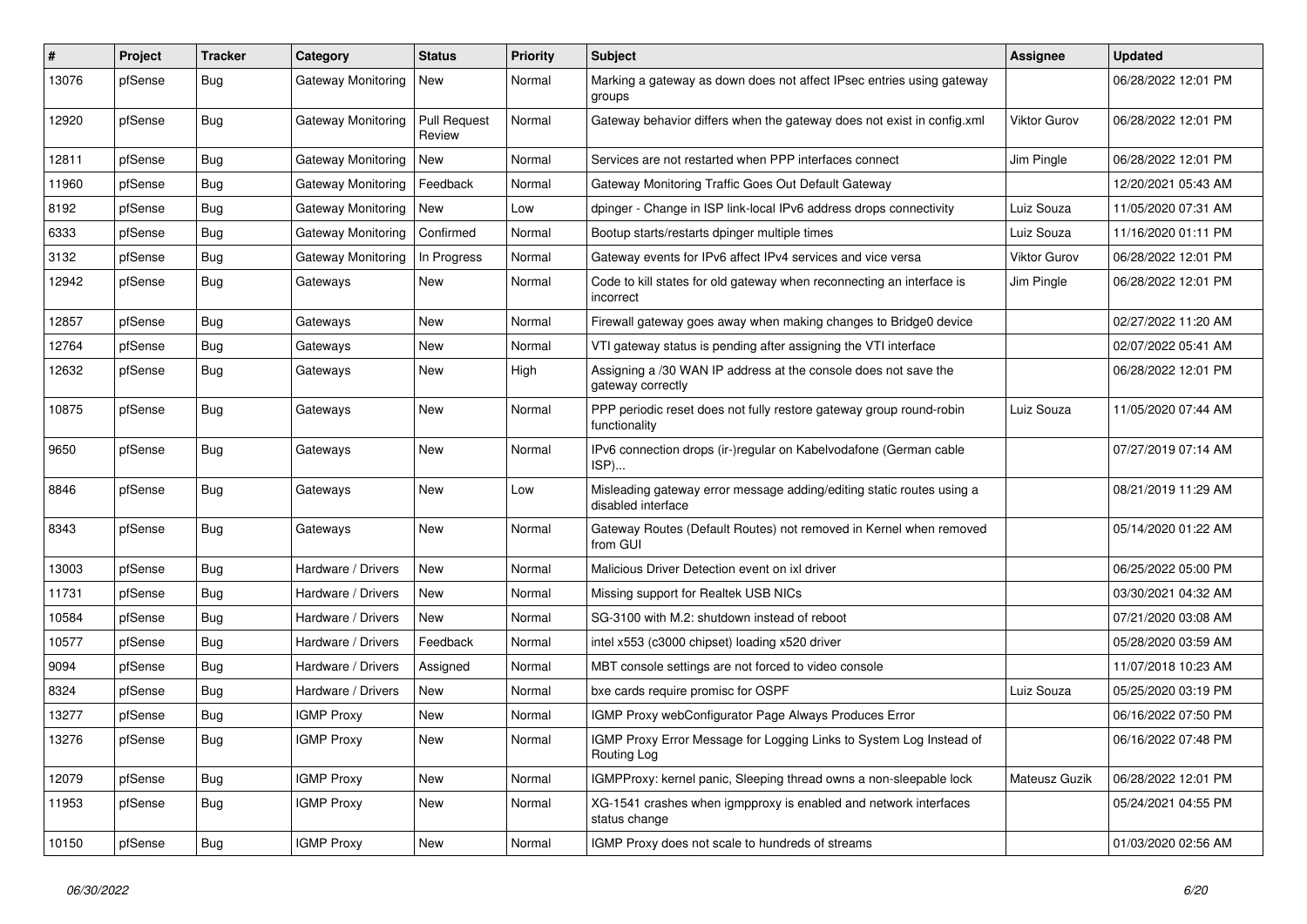| # | Project | Tracker | Category | Status | Priority | Subject | Assignee | Updated |
|---|---|---|---|---|---|---|---|---|
| 13076 | pfSense | Bug | Gateway Monitoring | New | Normal | Marking a gateway as down does not affect IPsec entries using gateway groups | | 06/28/2022 12:01 PM |
| 12920 | pfSense | Bug | Gateway Monitoring | Pull Request Review | Normal | Gateway behavior differs when the gateway does not exist in config.xml | Viktor Gurov | 06/28/2022 12:01 PM |
| 12811 | pfSense | Bug | Gateway Monitoring | New | Normal | Services are not restarted when PPP interfaces connect | Jim Pingle | 06/28/2022 12:01 PM |
| 11960 | pfSense | Bug | Gateway Monitoring | Feedback | Normal | Gateway Monitoring Traffic Goes Out Default Gateway | | 12/20/2021 05:43 AM |
| 8192 | pfSense | Bug | Gateway Monitoring | New | Low | dpinger - Change in ISP link-local IPv6 address drops connectivity | Luiz Souza | 11/05/2020 07:31 AM |
| 6333 | pfSense | Bug | Gateway Monitoring | Confirmed | Normal | Bootup starts/restarts dpinger multiple times | Luiz Souza | 11/16/2020 01:11 PM |
| 3132 | pfSense | Bug | Gateway Monitoring | In Progress | Normal | Gateway events for IPv6 affect IPv4 services and vice versa | Viktor Gurov | 06/28/2022 12:01 PM |
| 12942 | pfSense | Bug | Gateways | New | Normal | Code to kill states for old gateway when reconnecting an interface is incorrect | Jim Pingle | 06/28/2022 12:01 PM |
| 12857 | pfSense | Bug | Gateways | New | Normal | Firewall gateway goes away when making changes to Bridge0 device | | 02/27/2022 11:20 AM |
| 12764 | pfSense | Bug | Gateways | New | Normal | VTI gateway status is pending after assigning the VTI interface | | 02/07/2022 05:41 AM |
| 12632 | pfSense | Bug | Gateways | New | High | Assigning a /30 WAN IP address at the console does not save the gateway correctly | | 06/28/2022 12:01 PM |
| 10875 | pfSense | Bug | Gateways | New | Normal | PPP periodic reset does not fully restore gateway group round-robin functionality | Luiz Souza | 11/05/2020 07:44 AM |
| 9650 | pfSense | Bug | Gateways | New | Normal | IPv6 connection drops (ir-)regular on Kabelvodafone (German cable ISP)... | | 07/27/2019 07:14 AM |
| 8846 | pfSense | Bug | Gateways | New | Low | Misleading gateway error message adding/editing static routes using a disabled interface | | 08/21/2019 11:29 AM |
| 8343 | pfSense | Bug | Gateways | New | Normal | Gateway Routes (Default Routes) not removed in Kernel when removed from GUI | | 05/14/2020 01:22 AM |
| 13003 | pfSense | Bug | Hardware / Drivers | New | Normal | Malicious Driver Detection event on ixl driver | | 06/25/2022 05:00 PM |
| 11731 | pfSense | Bug | Hardware / Drivers | New | Normal | Missing support for Realtek USB NICs | | 03/30/2021 04:32 AM |
| 10584 | pfSense | Bug | Hardware / Drivers | New | Normal | SG-3100 with M.2: shutdown instead of reboot | | 07/21/2020 03:08 AM |
| 10577 | pfSense | Bug | Hardware / Drivers | Feedback | Normal | intel x553 (c3000 chipset) loading x520 driver | | 05/28/2020 03:59 AM |
| 9094 | pfSense | Bug | Hardware / Drivers | Assigned | Normal | MBT console settings are not forced to video console | | 11/07/2018 10:23 AM |
| 8324 | pfSense | Bug | Hardware / Drivers | New | Normal | bxe cards require promisc for OSPF | Luiz Souza | 05/25/2020 03:19 PM |
| 13277 | pfSense | Bug | IGMP Proxy | New | Normal | IGMP Proxy webConfigurator Page Always Produces Error | | 06/16/2022 07:50 PM |
| 13276 | pfSense | Bug | IGMP Proxy | New | Normal | IGMP Proxy Error Message for Logging Links to System Log Instead of Routing Log | | 06/16/2022 07:48 PM |
| 12079 | pfSense | Bug | IGMP Proxy | New | Normal | IGMPProxy: kernel panic, Sleeping thread owns a non-sleepable lock | Mateusz Guzik | 06/28/2022 12:01 PM |
| 11953 | pfSense | Bug | IGMP Proxy | New | Normal | XG-1541 crashes when igmpproxy is enabled and network interfaces status change | | 05/24/2021 04:55 PM |
| 10150 | pfSense | Bug | IGMP Proxy | New | Normal | IGMP Proxy does not scale to hundreds of streams | | 01/03/2020 02:56 AM |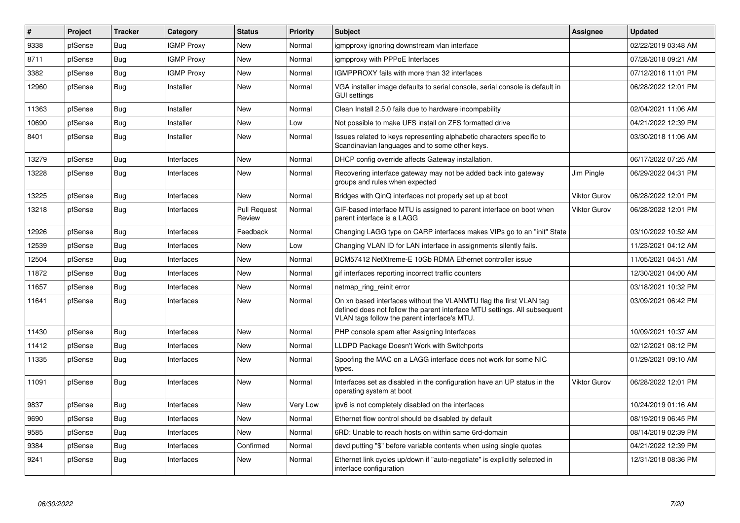| # | Project | Tracker | Category | Status | Priority | Subject | Assignee | Updated |
|---|---|---|---|---|---|---|---|---|
| 9338 | pfSense | Bug | IGMP Proxy | New | Normal | igmpproxy ignoring downstream vlan interface | | 02/22/2019 03:48 AM |
| 8711 | pfSense | Bug | IGMP Proxy | New | Normal | igmpproxy with PPPoE Interfaces | | 07/28/2018 09:21 AM |
| 3382 | pfSense | Bug | IGMP Proxy | New | Normal | IGMPPROXY fails with more than 32 interfaces | | 07/12/2016 11:01 PM |
| 12960 | pfSense | Bug | Installer | New | Normal | VGA installer image defaults to serial console, serial console is default in GUI settings | | 06/28/2022 12:01 PM |
| 11363 | pfSense | Bug | Installer | New | Normal | Clean Install 2.5.0 fails due to hardware incompability | | 02/04/2021 11:06 AM |
| 10690 | pfSense | Bug | Installer | New | Low | Not possible to make UFS install on ZFS formatted drive | | 04/21/2022 12:39 PM |
| 8401 | pfSense | Bug | Installer | New | Normal | Issues related to keys representing alphabetic characters specific to Scandinavian languages and to some other keys. | | 03/30/2018 11:06 AM |
| 13279 | pfSense | Bug | Interfaces | New | Normal | DHCP config override affects Gateway installation. | | 06/17/2022 07:25 AM |
| 13228 | pfSense | Bug | Interfaces | New | Normal | Recovering interface gateway may not be added back into gateway groups and rules when expected | Jim Pingle | 06/29/2022 04:31 PM |
| 13225 | pfSense | Bug | Interfaces | New | Normal | Bridges with QinQ interfaces not properly set up at boot | Viktor Gurov | 06/28/2022 12:01 PM |
| 13218 | pfSense | Bug | Interfaces | Pull Request Review | Normal | GIF-based interface MTU is assigned to parent interface on boot when parent interface is a LAGG | Viktor Gurov | 06/28/2022 12:01 PM |
| 12926 | pfSense | Bug | Interfaces | Feedback | Normal | Changing LAGG type on CARP interfaces makes VIPs go to an "init" State | | 03/10/2022 10:52 AM |
| 12539 | pfSense | Bug | Interfaces | New | Low | Changing VLAN ID for LAN interface in assignments silently fails. | | 11/23/2021 04:12 AM |
| 12504 | pfSense | Bug | Interfaces | New | Normal | BCM57412 NetXtreme-E 10Gb RDMA Ethernet controller issue | | 11/05/2021 04:51 AM |
| 11872 | pfSense | Bug | Interfaces | New | Normal | gif interfaces reporting incorrect traffic counters | | 12/30/2021 04:00 AM |
| 11657 | pfSense | Bug | Interfaces | New | Normal | netmap_ring_reinit error | | 03/18/2021 10:32 PM |
| 11641 | pfSense | Bug | Interfaces | New | Normal | On xn based interfaces without the VLANMTU flag the first VLAN tag defined does not follow the parent interface MTU settings. All subsequent VLAN tags follow the parent interface's MTU. | | 03/09/2021 06:42 PM |
| 11430 | pfSense | Bug | Interfaces | New | Normal | PHP console spam after Assigning Interfaces | | 10/09/2021 10:37 AM |
| 11412 | pfSense | Bug | Interfaces | New | Normal | LLDPD Package Doesn't Work with Switchports | | 02/12/2021 08:12 PM |
| 11335 | pfSense | Bug | Interfaces | New | Normal | Spoofing the MAC on a LAGG interface does not work for some NIC types. | | 01/29/2021 09:10 AM |
| 11091 | pfSense | Bug | Interfaces | New | Normal | Interfaces set as disabled in the configuration have an UP status in the operating system at boot | Viktor Gurov | 06/28/2022 12:01 PM |
| 9837 | pfSense | Bug | Interfaces | New | Very Low | ipv6 is not completely disabled on the interfaces | | 10/24/2019 01:16 AM |
| 9690 | pfSense | Bug | Interfaces | New | Normal | Ethernet flow control should be disabled by default | | 08/19/2019 06:45 PM |
| 9585 | pfSense | Bug | Interfaces | New | Normal | 6RD: Unable to reach hosts on within same 6rd-domain | | 08/14/2019 02:39 PM |
| 9384 | pfSense | Bug | Interfaces | Confirmed | Normal | devd putting "$" before variable contents when using single quotes | | 04/21/2022 12:39 PM |
| 9241 | pfSense | Bug | Interfaces | New | Normal | Ethernet link cycles up/down if "auto-negotiate" is explicitly selected in interface configuration | | 12/31/2018 08:36 PM |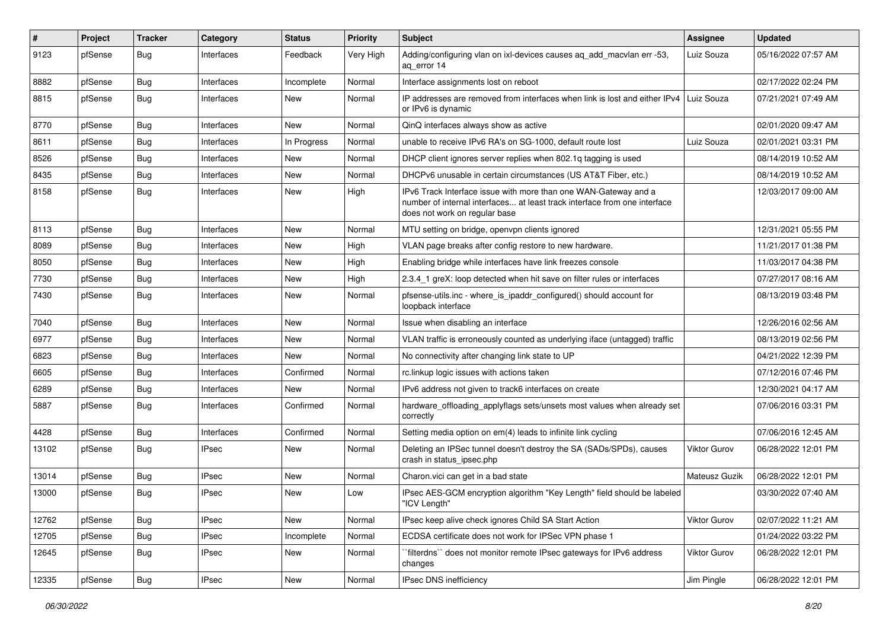| # | Project | Tracker | Category | Status | Priority | Subject | Assignee | Updated |
|---|---|---|---|---|---|---|---|---|
| 9123 | pfSense | Bug | Interfaces | Feedback | Very High | Adding/configuring vlan on ixl-devices causes aq_add_macvlan err -53, aq_error 14 | Luiz Souza | 05/16/2022 07:57 AM |
| 8882 | pfSense | Bug | Interfaces | Incomplete | Normal | Interface assignments lost on reboot | | 02/17/2022 02:24 PM |
| 8815 | pfSense | Bug | Interfaces | New | Normal | IP addresses are removed from interfaces when link is lost and either IPv4 or IPv6 is dynamic | Luiz Souza | 07/21/2021 07:49 AM |
| 8770 | pfSense | Bug | Interfaces | New | Normal | QinQ interfaces always show as active | | 02/01/2020 09:47 AM |
| 8611 | pfSense | Bug | Interfaces | In Progress | Normal | unable to receive IPv6 RA's on SG-1000, default route lost | Luiz Souza | 02/01/2021 03:31 PM |
| 8526 | pfSense | Bug | Interfaces | New | Normal | DHCP client ignores server replies when 802.1q tagging is used | | 08/14/2019 10:52 AM |
| 8435 | pfSense | Bug | Interfaces | New | Normal | DHCPv6 unusable in certain circumstances (US AT&T Fiber, etc.) | | 08/14/2019 10:52 AM |
| 8158 | pfSense | Bug | Interfaces | New | High | IPv6 Track Interface issue with more than one WAN-Gateway and a number of internal interfaces... at least track interface from one interface does not work on regular base | | 12/03/2017 09:00 AM |
| 8113 | pfSense | Bug | Interfaces | New | Normal | MTU setting on bridge, openvpn clients ignored | | 12/31/2021 05:55 PM |
| 8089 | pfSense | Bug | Interfaces | New | High | VLAN page breaks after config restore to new hardware. | | 11/21/2017 01:38 PM |
| 8050 | pfSense | Bug | Interfaces | New | High | Enabling bridge while interfaces have link freezes console | | 11/03/2017 04:38 PM |
| 7730 | pfSense | Bug | Interfaces | New | High | 2.3.4_1 greX: loop detected when hit save on filter rules or interfaces | | 07/27/2017 08:16 AM |
| 7430 | pfSense | Bug | Interfaces | New | Normal | pfsense-utils.inc - where_is_ipaddr_configured() should account for loopback interface | | 08/13/2019 03:48 PM |
| 7040 | pfSense | Bug | Interfaces | New | Normal | Issue when disabling an interface | | 12/26/2016 02:56 AM |
| 6977 | pfSense | Bug | Interfaces | New | Normal | VLAN traffic is erroneously counted as underlying iface (untagged) traffic | | 08/13/2019 02:56 PM |
| 6823 | pfSense | Bug | Interfaces | New | Normal | No connectivity after changing link state to UP | | 04/21/2022 12:39 PM |
| 6605 | pfSense | Bug | Interfaces | Confirmed | Normal | rc.linkup logic issues with actions taken | | 07/12/2016 07:46 PM |
| 6289 | pfSense | Bug | Interfaces | New | Normal | IPv6 address not given to track6 interfaces on create | | 12/30/2021 04:17 AM |
| 5887 | pfSense | Bug | Interfaces | Confirmed | Normal | hardware_offloading_applyflags sets/unsets most values when already set correctly | | 07/06/2016 03:31 PM |
| 4428 | pfSense | Bug | Interfaces | Confirmed | Normal | Setting media option on em(4) leads to infinite link cycling | | 07/06/2016 12:45 AM |
| 13102 | pfSense | Bug | IPsec | New | Normal | Deleting an IPSec tunnel doesn't destroy the SA (SADs/SPDs), causes crash in status_ipsec.php | Viktor Gurov | 06/28/2022 12:01 PM |
| 13014 | pfSense | Bug | IPsec | New | Normal | Charon.vici can get in a bad state | Mateusz Guzik | 06/28/2022 12:01 PM |
| 13000 | pfSense | Bug | IPsec | New | Low | IPsec AES-GCM encryption algorithm "Key Length" field should be labeled "ICV Length" | | 03/30/2022 07:40 AM |
| 12762 | pfSense | Bug | IPsec | New | Normal | IPsec keep alive check ignores Child SA Start Action | Viktor Gurov | 02/07/2022 11:21 AM |
| 12705 | pfSense | Bug | IPsec | Incomplete | Normal | ECDSA certificate does not work for IPSec VPN phase 1 | | 01/24/2022 03:22 PM |
| 12645 | pfSense | Bug | IPsec | New | Normal | ``filterdns`` does not monitor remote IPsec gateways for IPv6 address changes | Viktor Gurov | 06/28/2022 12:01 PM |
| 12335 | pfSense | Bug | IPsec | New | Normal | IPsec DNS inefficiency | Jim Pingle | 06/28/2022 12:01 PM |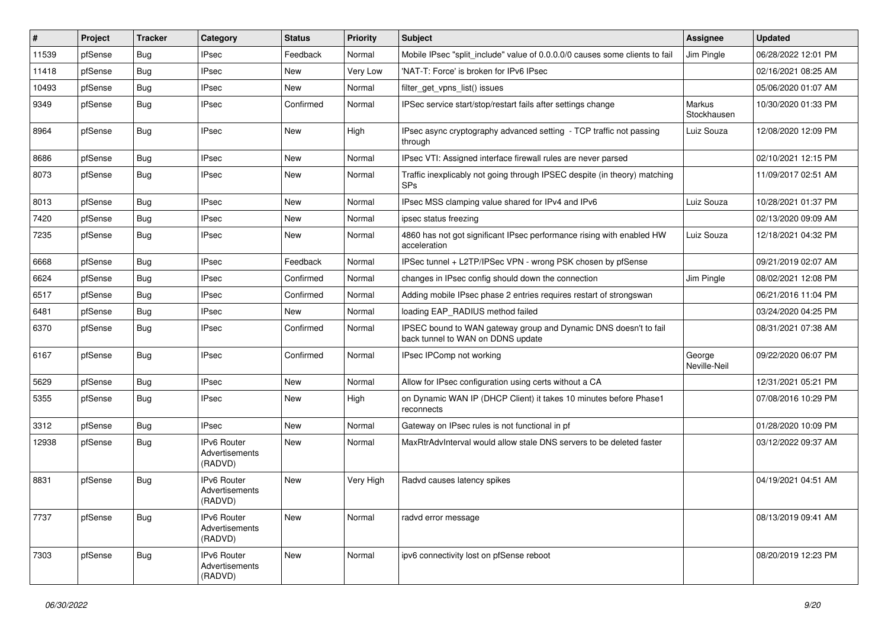| # | Project | Tracker | Category | Status | Priority | Subject | Assignee | Updated |
|---|---|---|---|---|---|---|---|---|
| 11539 | pfSense | Bug | IPsec | Feedback | Normal | Mobile IPsec "split_include" value of 0.0.0.0/0 causes some clients to fail | Jim Pingle | 06/28/2022 12:01 PM |
| 11418 | pfSense | Bug | IPsec | New | Very Low | 'NAT-T: Force' is broken for IPv6 IPsec | | 02/16/2021 08:25 AM |
| 10493 | pfSense | Bug | IPsec | New | Normal | filter_get_vpns_list() issues | | 05/06/2020 01:07 AM |
| 9349 | pfSense | Bug | IPsec | Confirmed | Normal | IPSec service start/stop/restart fails after settings change | Markus Stockhausen | 10/30/2020 01:33 PM |
| 8964 | pfSense | Bug | IPsec | New | High | IPsec async cryptography advanced setting - TCP traffic not passing through | Luiz Souza | 12/08/2020 12:09 PM |
| 8686 | pfSense | Bug | IPsec | New | Normal | IPsec VTI: Assigned interface firewall rules are never parsed | | 02/10/2021 12:15 PM |
| 8073 | pfSense | Bug | IPsec | New | Normal | Traffic inexplicably not going through IPSEC despite (in theory) matching SPs | | 11/09/2017 02:51 AM |
| 8013 | pfSense | Bug | IPsec | New | Normal | IPsec MSS clamping value shared for IPv4 and IPv6 | Luiz Souza | 10/28/2021 01:37 PM |
| 7420 | pfSense | Bug | IPsec | New | Normal | ipsec status freezing | | 02/13/2020 09:09 AM |
| 7235 | pfSense | Bug | IPsec | New | Normal | 4860 has not got significant IPsec performance rising with enabled HW acceleration | Luiz Souza | 12/18/2021 04:32 PM |
| 6668 | pfSense | Bug | IPsec | Feedback | Normal | IPSec tunnel + L2TP/IPSec VPN - wrong PSK chosen by pfSense | | 09/21/2019 02:07 AM |
| 6624 | pfSense | Bug | IPsec | Confirmed | Normal | changes in IPsec config should down the connection | Jim Pingle | 08/02/2021 12:08 PM |
| 6517 | pfSense | Bug | IPsec | Confirmed | Normal | Adding mobile IPsec phase 2 entries requires restart of strongswan | | 06/21/2016 11:04 PM |
| 6481 | pfSense | Bug | IPsec | New | Normal | loading EAP_RADIUS method failed | | 03/24/2020 04:25 PM |
| 6370 | pfSense | Bug | IPsec | Confirmed | Normal | IPSEC bound to WAN gateway group and Dynamic DNS doesn't to fail back tunnel to WAN on DDNS update | | 08/31/2021 07:38 AM |
| 6167 | pfSense | Bug | IPsec | Confirmed | Normal | IPsec IPComp not working | George Neville-Neil | 09/22/2020 06:07 PM |
| 5629 | pfSense | Bug | IPsec | New | Normal | Allow for IPsec configuration using certs without a CA | | 12/31/2021 05:21 PM |
| 5355 | pfSense | Bug | IPsec | New | High | on Dynamic WAN IP (DHCP Client) it takes 10 minutes before Phase1 reconnects | | 07/08/2016 10:29 PM |
| 3312 | pfSense | Bug | IPsec | New | Normal | Gateway on IPsec rules is not functional in pf | | 01/28/2020 10:09 PM |
| 12938 | pfSense | Bug | IPv6 Router Advertisements (RADVD) | New | Normal | MaxRtrAdvInterval would allow stale DNS servers to be deleted faster | | 03/12/2022 09:37 AM |
| 8831 | pfSense | Bug | IPv6 Router Advertisements (RADVD) | New | Very High | Radvd causes latency spikes | | 04/19/2021 04:51 AM |
| 7737 | pfSense | Bug | IPv6 Router Advertisements (RADVD) | New | Normal | radvd error message | | 08/13/2019 09:41 AM |
| 7303 | pfSense | Bug | IPv6 Router Advertisements (RADVD) | New | Normal | ipv6 connectivity lost on pfSense reboot | | 08/20/2019 12:23 PM |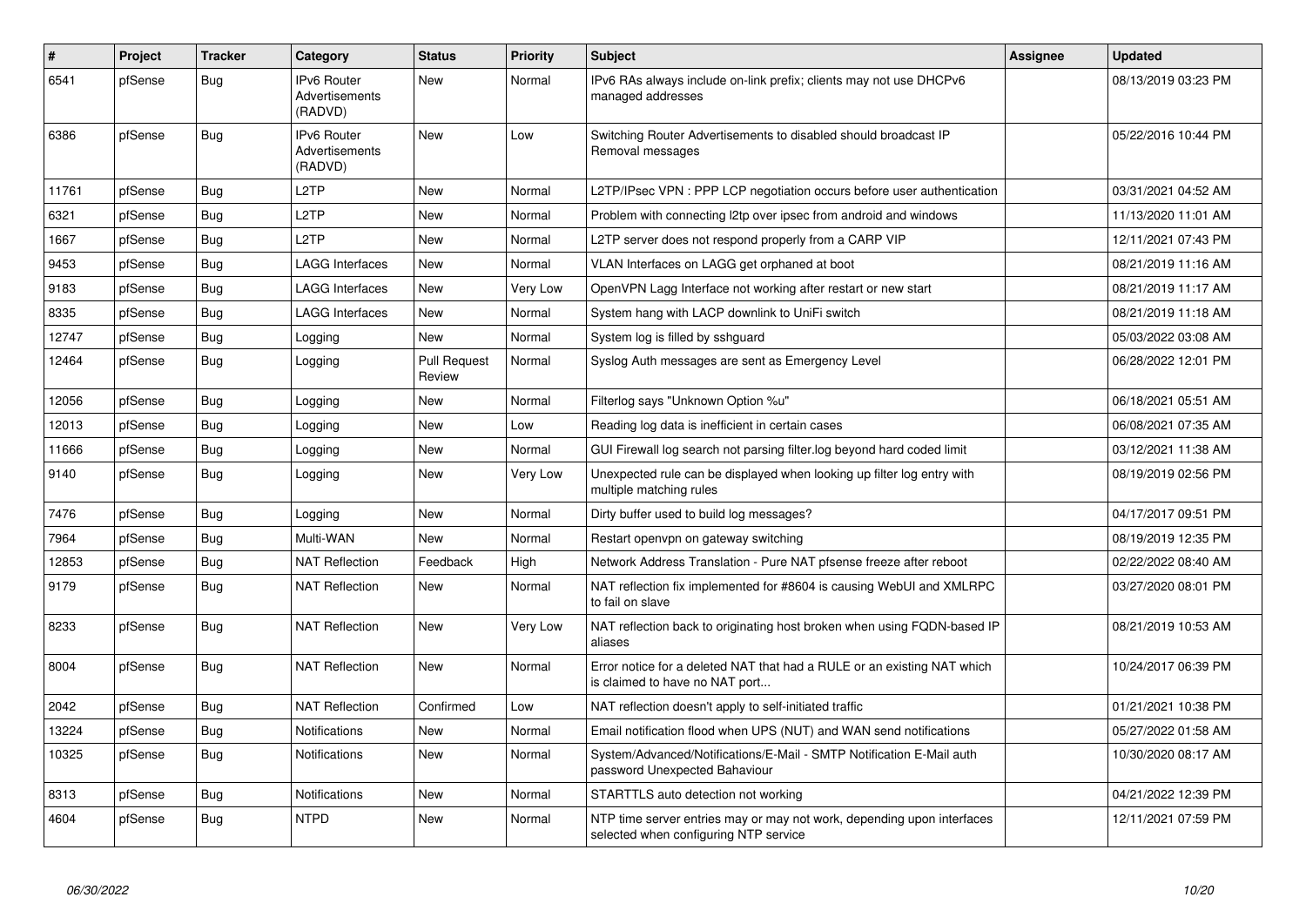| # | Project | Tracker | Category | Status | Priority | Subject | Assignee | Updated |
|---|---|---|---|---|---|---|---|---|
| 6541 | pfSense | Bug | IPv6 Router Advertisements (RADVD) | New | Normal | IPv6 RAs always include on-link prefix; clients may not use DHCPv6 managed addresses | | 08/13/2019 03:23 PM |
| 6386 | pfSense | Bug | IPv6 Router Advertisements (RADVD) | New | Low | Switching Router Advertisements to disabled should broadcast IP Removal messages | | 05/22/2016 10:44 PM |
| 11761 | pfSense | Bug | L2TP | New | Normal | L2TP/IPsec VPN : PPP LCP negotiation occurs before user authentication | | 03/31/2021 04:52 AM |
| 6321 | pfSense | Bug | L2TP | New | Normal | Problem with connecting l2tp over ipsec from android and windows | | 11/13/2020 11:01 AM |
| 1667 | pfSense | Bug | L2TP | New | Normal | L2TP server does not respond properly from a CARP VIP | | 12/11/2021 07:43 PM |
| 9453 | pfSense | Bug | LAGG Interfaces | New | Normal | VLAN Interfaces on LAGG get orphaned at boot | | 08/21/2019 11:16 AM |
| 9183 | pfSense | Bug | LAGG Interfaces | New | Very Low | OpenVPN Lagg Interface not working after restart or new start | | 08/21/2019 11:17 AM |
| 8335 | pfSense | Bug | LAGG Interfaces | New | Normal | System hang with LACP downlink to UniFi switch | | 08/21/2019 11:18 AM |
| 12747 | pfSense | Bug | Logging | New | Normal | System log is filled by sshguard | | 05/03/2022 03:08 AM |
| 12464 | pfSense | Bug | Logging | Pull Request Review | Normal | Syslog Auth messages are sent as Emergency Level | | 06/28/2022 12:01 PM |
| 12056 | pfSense | Bug | Logging | New | Normal | Filterlog says "Unknown Option %u" | | 06/18/2021 05:51 AM |
| 12013 | pfSense | Bug | Logging | New | Low | Reading log data is inefficient in certain cases | | 06/08/2021 07:35 AM |
| 11666 | pfSense | Bug | Logging | New | Normal | GUI Firewall log search not parsing filter.log beyond hard coded limit | | 03/12/2021 11:38 AM |
| 9140 | pfSense | Bug | Logging | New | Very Low | Unexpected rule can be displayed when looking up filter log entry with multiple matching rules | | 08/19/2019 02:56 PM |
| 7476 | pfSense | Bug | Logging | New | Normal | Dirty buffer used to build log messages? | | 04/17/2017 09:51 PM |
| 7964 | pfSense | Bug | Multi-WAN | New | Normal | Restart openvpn on gateway switching | | 08/19/2019 12:35 PM |
| 12853 | pfSense | Bug | NAT Reflection | Feedback | High | Network Address Translation - Pure NAT pfsense freeze after reboot | | 02/22/2022 08:40 AM |
| 9179 | pfSense | Bug | NAT Reflection | New | Normal | NAT reflection fix implemented for #8604 is causing WebUI and XMLRPC to fail on slave | | 03/27/2020 08:01 PM |
| 8233 | pfSense | Bug | NAT Reflection | New | Very Low | NAT reflection back to originating host broken when using FQDN-based IP aliases | | 08/21/2019 10:53 AM |
| 8004 | pfSense | Bug | NAT Reflection | New | Normal | Error notice for a deleted NAT that had a RULE or an existing NAT which is claimed to have no NAT port... | | 10/24/2017 06:39 PM |
| 2042 | pfSense | Bug | NAT Reflection | Confirmed | Low | NAT reflection doesn't apply to self-initiated traffic | | 01/21/2021 10:38 PM |
| 13224 | pfSense | Bug | Notifications | New | Normal | Email notification flood when UPS (NUT) and WAN send notifications | | 05/27/2022 01:58 AM |
| 10325 | pfSense | Bug | Notifications | New | Normal | System/Advanced/Notifications/E-Mail - SMTP Notification E-Mail auth password Unexpected Bahaviour | | 10/30/2020 08:17 AM |
| 8313 | pfSense | Bug | Notifications | New | Normal | STARTTLS auto detection not working | | 04/21/2022 12:39 PM |
| 4604 | pfSense | Bug | NTPD | New | Normal | NTP time server entries may or may not work, depending upon interfaces selected when configuring NTP service | | 12/11/2021 07:59 PM |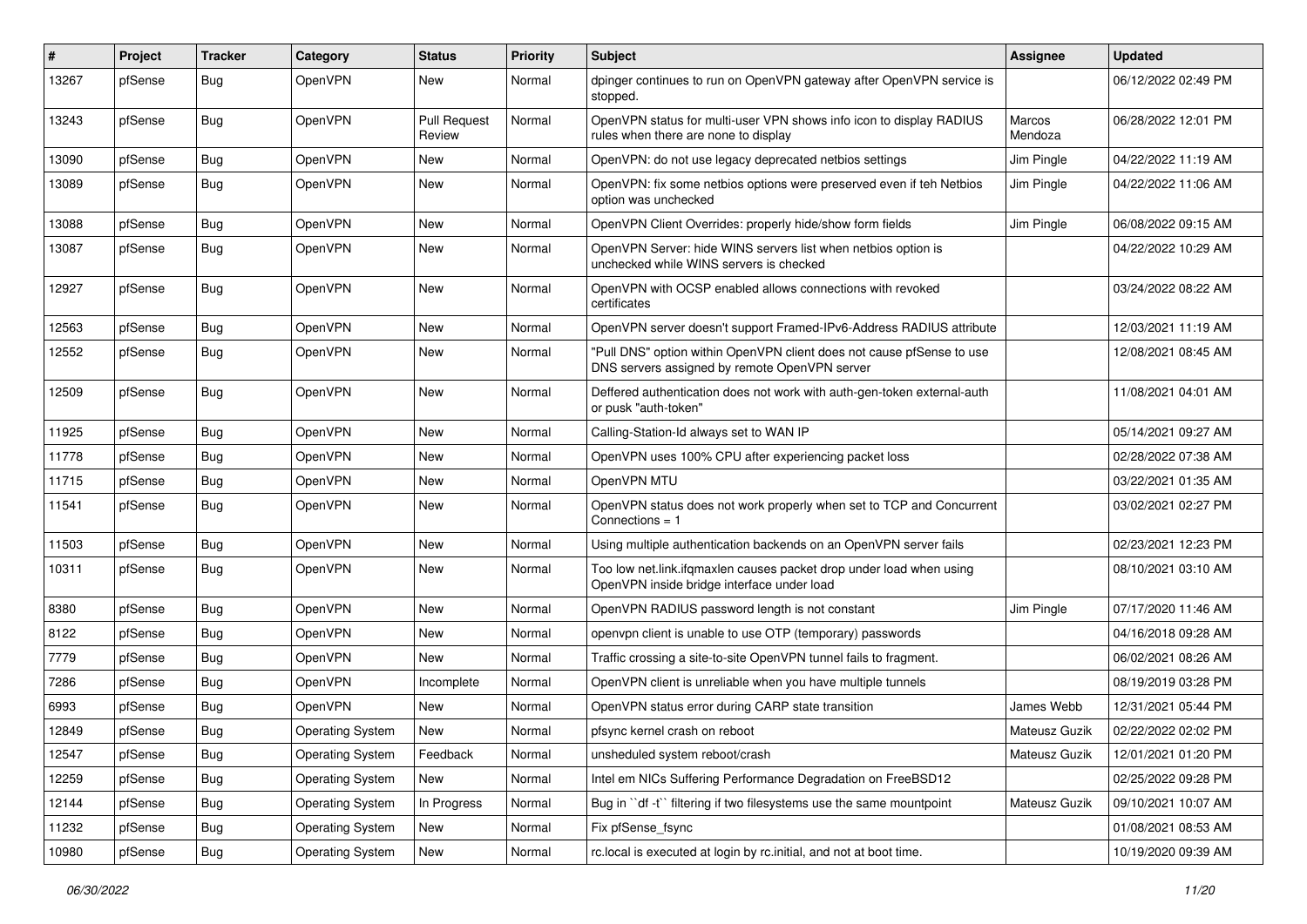| # | Project | Tracker | Category | Status | Priority | Subject | Assignee | Updated |
|---|---|---|---|---|---|---|---|---|
| 13267 | pfSense | Bug | OpenVPN | New | Normal | dpinger continues to run on OpenVPN gateway after OpenVPN service is stopped. | | 06/12/2022 02:49 PM |
| 13243 | pfSense | Bug | OpenVPN | Pull Request Review | Normal | OpenVPN status for multi-user VPN shows info icon to display RADIUS rules when there are none to display | Marcos Mendoza | 06/28/2022 12:01 PM |
| 13090 | pfSense | Bug | OpenVPN | New | Normal | OpenVPN: do not use legacy deprecated netbios settings | Jim Pingle | 04/22/2022 11:19 AM |
| 13089 | pfSense | Bug | OpenVPN | New | Normal | OpenVPN: fix some netbios options were preserved even if teh Netbios option was unchecked | Jim Pingle | 04/22/2022 11:06 AM |
| 13088 | pfSense | Bug | OpenVPN | New | Normal | OpenVPN Client Overrides: properly hide/show form fields | Jim Pingle | 06/08/2022 09:15 AM |
| 13087 | pfSense | Bug | OpenVPN | New | Normal | OpenVPN Server: hide WINS servers list when netbios option is unchecked while WINS servers is checked | | 04/22/2022 10:29 AM |
| 12927 | pfSense | Bug | OpenVPN | New | Normal | OpenVPN with OCSP enabled allows connections with revoked certificates | | 03/24/2022 08:22 AM |
| 12563 | pfSense | Bug | OpenVPN | New | Normal | OpenVPN server doesn't support Framed-IPv6-Address RADIUS attribute | | 12/03/2021 11:19 AM |
| 12552 | pfSense | Bug | OpenVPN | New | Normal | "Pull DNS" option within OpenVPN client does not cause pfSense to use DNS servers assigned by remote OpenVPN server | | 12/08/2021 08:45 AM |
| 12509 | pfSense | Bug | OpenVPN | New | Normal | Deffered authentication does not work with auth-gen-token external-auth or pusk "auth-token" | | 11/08/2021 04:01 AM |
| 11925 | pfSense | Bug | OpenVPN | New | Normal | Calling-Station-Id always set to WAN IP | | 05/14/2021 09:27 AM |
| 11778 | pfSense | Bug | OpenVPN | New | Normal | OpenVPN uses 100% CPU after experiencing packet loss | | 02/28/2022 07:38 AM |
| 11715 | pfSense | Bug | OpenVPN | New | Normal | OpenVPN MTU | | 03/22/2021 01:35 AM |
| 11541 | pfSense | Bug | OpenVPN | New | Normal | OpenVPN status does not work properly when set to TCP and Concurrent Connections = 1 | | 03/02/2021 02:27 PM |
| 11503 | pfSense | Bug | OpenVPN | New | Normal | Using multiple authentication backends on an OpenVPN server fails | | 02/23/2021 12:23 PM |
| 10311 | pfSense | Bug | OpenVPN | New | Normal | Too low net.link.ifqmaxlen causes packet drop under load when using OpenVPN inside bridge interface under load | | 08/10/2021 03:10 AM |
| 8380 | pfSense | Bug | OpenVPN | New | Normal | OpenVPN RADIUS password length is not constant | Jim Pingle | 07/17/2020 11:46 AM |
| 8122 | pfSense | Bug | OpenVPN | New | Normal | openvpn client is unable to use OTP (temporary) passwords | | 04/16/2018 09:28 AM |
| 7779 | pfSense | Bug | OpenVPN | New | Normal | Traffic crossing a site-to-site OpenVPN tunnel fails to fragment. | | 06/02/2021 08:26 AM |
| 7286 | pfSense | Bug | OpenVPN | Incomplete | Normal | OpenVPN client is unreliable when you have multiple tunnels | | 08/19/2019 03:28 PM |
| 6993 | pfSense | Bug | OpenVPN | New | Normal | OpenVPN status error during CARP state transition | James Webb | 12/31/2021 05:44 PM |
| 12849 | pfSense | Bug | Operating System | New | Normal | pfsync kernel crash on reboot | Mateusz Guzik | 02/22/2022 02:02 PM |
| 12547 | pfSense | Bug | Operating System | Feedback | Normal | unsheduled system reboot/crash | Mateusz Guzik | 12/01/2021 01:20 PM |
| 12259 | pfSense | Bug | Operating System | New | Normal | Intel em NICs Suffering Performance Degradation on FreeBSD12 | | 02/25/2022 09:28 PM |
| 12144 | pfSense | Bug | Operating System | In Progress | Normal | Bug in ``df -t`` filtering if two filesystems use the same mountpoint | Mateusz Guzik | 09/10/2021 10:07 AM |
| 11232 | pfSense | Bug | Operating System | New | Normal | Fix pfSense_fsync | | 01/08/2021 08:53 AM |
| 10980 | pfSense | Bug | Operating System | New | Normal | rc.local is executed at login by rc.initial, and not at boot time. | | 10/19/2020 09:39 AM |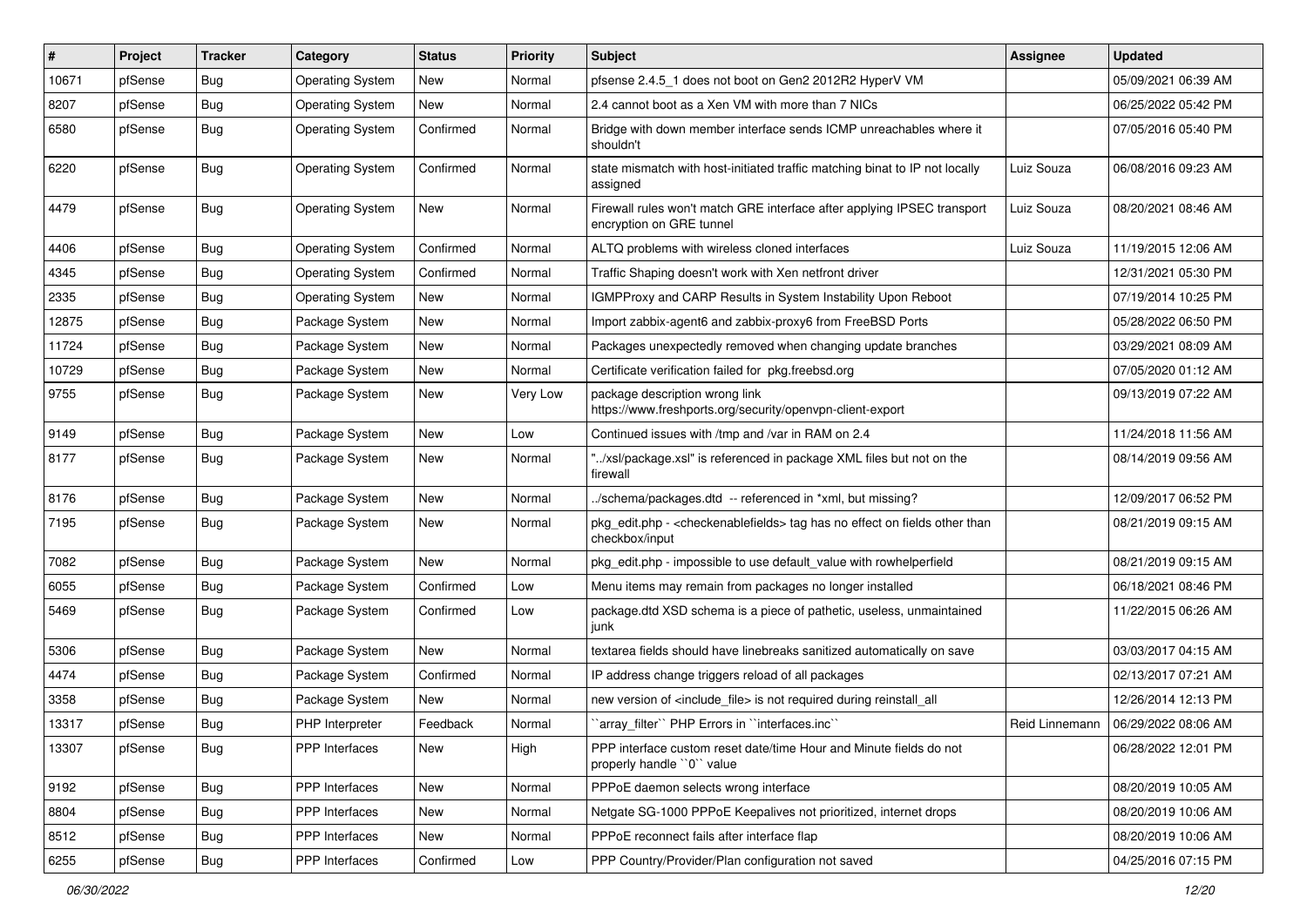| # | Project | Tracker | Category | Status | Priority | Subject | Assignee | Updated |
|---|---|---|---|---|---|---|---|---|
| 10671 | pfSense | Bug | Operating System | New | Normal | pfsense 2.4.5_1 does not boot on Gen2 2012R2 HyperV VM | | 05/09/2021 06:39 AM |
| 8207 | pfSense | Bug | Operating System | New | Normal | 2.4 cannot boot as a Xen VM with more than 7 NICs | | 06/25/2022 05:42 PM |
| 6580 | pfSense | Bug | Operating System | Confirmed | Normal | Bridge with down member interface sends ICMP unreachables where it shouldn't | | 07/05/2016 05:40 PM |
| 6220 | pfSense | Bug | Operating System | Confirmed | Normal | state mismatch with host-initiated traffic matching binat to IP not locally assigned | Luiz Souza | 06/08/2016 09:23 AM |
| 4479 | pfSense | Bug | Operating System | New | Normal | Firewall rules won't match GRE interface after applying IPSEC transport encryption on GRE tunnel | Luiz Souza | 08/20/2021 08:46 AM |
| 4406 | pfSense | Bug | Operating System | Confirmed | Normal | ALTQ problems with wireless cloned interfaces | Luiz Souza | 11/19/2015 12:06 AM |
| 4345 | pfSense | Bug | Operating System | Confirmed | Normal | Traffic Shaping doesn't work with Xen netfront driver | | 12/31/2021 05:30 PM |
| 2335 | pfSense | Bug | Operating System | New | Normal | IGMPProxy and CARP Results in System Instability Upon Reboot | | 07/19/2014 10:25 PM |
| 12875 | pfSense | Bug | Package System | New | Normal | Import zabbix-agent6 and zabbix-proxy6 from FreeBSD Ports | | 05/28/2022 06:50 PM |
| 11724 | pfSense | Bug | Package System | New | Normal | Packages unexpectedly removed when changing update branches | | 03/29/2021 08:09 AM |
| 10729 | pfSense | Bug | Package System | New | Normal | Certificate verification failed for pkg.freebsd.org | | 07/05/2020 01:12 AM |
| 9755 | pfSense | Bug | Package System | New | Very Low | package description wrong link https://www.freshports.org/security/openvpn-client-export | | 09/13/2019 07:22 AM |
| 9149 | pfSense | Bug | Package System | New | Low | Continued issues with /tmp and /var in RAM on 2.4 | | 11/24/2018 11:56 AM |
| 8177 | pfSense | Bug | Package System | New | Normal | "../xsl/package.xsl" is referenced in package XML files but not on the firewall | | 08/14/2019 09:56 AM |
| 8176 | pfSense | Bug | Package System | New | Normal | ../schema/packages.dtd -- referenced in *xml, but missing? | | 12/09/2017 06:52 PM |
| 7195 | pfSense | Bug | Package System | New | Normal | pkg_edit.php - <checkenablefields> tag has no effect on fields other than checkbox/input | | 08/21/2019 09:15 AM |
| 7082 | pfSense | Bug | Package System | New | Normal | pkg_edit.php - impossible to use default_value with rowhelperfield | | 08/21/2019 09:15 AM |
| 6055 | pfSense | Bug | Package System | Confirmed | Low | Menu items may remain from packages no longer installed | | 06/18/2021 08:46 PM |
| 5469 | pfSense | Bug | Package System | Confirmed | Low | package.dtd XSD schema is a piece of pathetic, useless, unmaintained junk | | 11/22/2015 06:26 AM |
| 5306 | pfSense | Bug | Package System | New | Normal | textarea fields should have linebreaks sanitized automatically on save | | 03/03/2017 04:15 AM |
| 4474 | pfSense | Bug | Package System | Confirmed | Normal | IP address change triggers reload of all packages | | 02/13/2017 07:21 AM |
| 3358 | pfSense | Bug | Package System | New | Normal | new version of <include_file> is not required during reinstall_all | | 12/26/2014 12:13 PM |
| 13317 | pfSense | Bug | PHP Interpreter | Feedback | Normal | ``array_filter`` PHP Errors in ``interfaces.inc`` | Reid Linnemann | 06/29/2022 08:06 AM |
| 13307 | pfSense | Bug | PPP Interfaces | New | High | PPP interface custom reset date/time Hour and Minute fields do not properly handle ``0`` value | | 06/28/2022 12:01 PM |
| 9192 | pfSense | Bug | PPP Interfaces | New | Normal | PPPoE daemon selects wrong interface | | 08/20/2019 10:05 AM |
| 8804 | pfSense | Bug | PPP Interfaces | New | Normal | Netgate SG-1000 PPPoE Keepalives not prioritized, internet drops | | 08/20/2019 10:06 AM |
| 8512 | pfSense | Bug | PPP Interfaces | New | Normal | PPPoE reconnect fails after interface flap | | 08/20/2019 10:06 AM |
| 6255 | pfSense | Bug | PPP Interfaces | Confirmed | Low | PPP Country/Provider/Plan configuration not saved | | 04/25/2016 07:15 PM |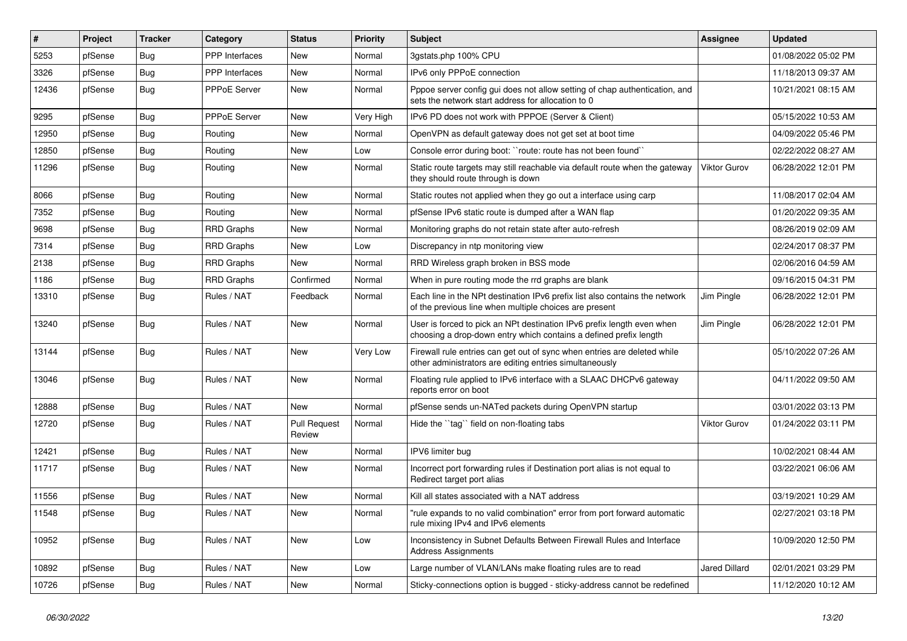| # | Project | Tracker | Category | Status | Priority | Subject | Assignee | Updated |
|---|---|---|---|---|---|---|---|---|
| 5253 | pfSense | Bug | PPP Interfaces | New | Normal | 3gstats.php 100% CPU | | 01/08/2022 05:02 PM |
| 3326 | pfSense | Bug | PPP Interfaces | New | Normal | IPv6 only PPPoE connection | | 11/18/2013 09:37 AM |
| 12436 | pfSense | Bug | PPPoE Server | New | Normal | Pppoe server config gui does not allow setting of chap authentication, and sets the network start address for allocation to 0 | | 10/21/2021 08:15 AM |
| 9295 | pfSense | Bug | PPPoE Server | New | Very High | IPv6 PD does not work with PPPOE (Server & Client) | | 05/15/2022 10:53 AM |
| 12950 | pfSense | Bug | Routing | New | Normal | OpenVPN as default gateway does not get set at boot time | | 04/09/2022 05:46 PM |
| 12850 | pfSense | Bug | Routing | New | Low | Console error during boot: ``route: route has not been found`` | | 02/22/2022 08:27 AM |
| 11296 | pfSense | Bug | Routing | New | Normal | Static route targets may still reachable via default route when the gateway they should route through is down | Viktor Gurov | 06/28/2022 12:01 PM |
| 8066 | pfSense | Bug | Routing | New | Normal | Static routes not applied when they go out a interface using carp | | 11/08/2017 02:04 AM |
| 7352 | pfSense | Bug | Routing | New | Normal | pfSense IPv6 static route is dumped after a WAN flap | | 01/20/2022 09:35 AM |
| 9698 | pfSense | Bug | RRD Graphs | New | Normal | Monitoring graphs do not retain state after auto-refresh | | 08/26/2019 02:09 AM |
| 7314 | pfSense | Bug | RRD Graphs | New | Low | Discrepancy in ntp monitoring view | | 02/24/2017 08:37 PM |
| 2138 | pfSense | Bug | RRD Graphs | New | Normal | RRD Wireless graph broken in BSS mode | | 02/06/2016 04:59 AM |
| 1186 | pfSense | Bug | RRD Graphs | Confirmed | Normal | When in pure routing mode the rrd graphs are blank | | 09/16/2015 04:31 PM |
| 13310 | pfSense | Bug | Rules / NAT | Feedback | Normal | Each line in the NPt destination IPv6 prefix list also contains the network of the previous line when multiple choices are present | Jim Pingle | 06/28/2022 12:01 PM |
| 13240 | pfSense | Bug | Rules / NAT | New | Normal | User is forced to pick an NPt destination IPv6 prefix length even when choosing a drop-down entry which contains a defined prefix length | Jim Pingle | 06/28/2022 12:01 PM |
| 13144 | pfSense | Bug | Rules / NAT | New | Very Low | Firewall rule entries can get out of sync when entries are deleted while other administrators are editing entries simultaneously | | 05/10/2022 07:26 AM |
| 13046 | pfSense | Bug | Rules / NAT | New | Normal | Floating rule applied to IPv6 interface with a SLAAC DHCPv6 gateway reports error on boot | | 04/11/2022 09:50 AM |
| 12888 | pfSense | Bug | Rules / NAT | New | Normal | pfSense sends un-NATed packets during OpenVPN startup | | 03/01/2022 03:13 PM |
| 12720 | pfSense | Bug | Rules / NAT | Pull Request Review | Normal | Hide the ``tag`` field on non-floating tabs | Viktor Gurov | 01/24/2022 03:11 PM |
| 12421 | pfSense | Bug | Rules / NAT | New | Normal | IPV6 limiter bug | | 10/02/2021 08:44 AM |
| 11717 | pfSense | Bug | Rules / NAT | New | Normal | Incorrect port forwarding rules if Destination port alias is not equal to Redirect target port alias | | 03/22/2021 06:06 AM |
| 11556 | pfSense | Bug | Rules / NAT | New | Normal | Kill all states associated with a NAT address | | 03/19/2021 10:29 AM |
| 11548 | pfSense | Bug | Rules / NAT | New | Normal | "rule expands to no valid combination" error from port forward automatic rule mixing IPv4 and IPv6 elements | | 02/27/2021 03:18 PM |
| 10952 | pfSense | Bug | Rules / NAT | New | Low | Inconsistency in Subnet Defaults Between Firewall Rules and Interface Address Assignments | | 10/09/2020 12:50 PM |
| 10892 | pfSense | Bug | Rules / NAT | New | Low | Large number of VLAN/LANs make floating rules are to read | Jared Dillard | 02/01/2021 03:29 PM |
| 10726 | pfSense | Bug | Rules / NAT | New | Normal | Sticky-connections option is bugged - sticky-address cannot be redefined | | 11/12/2020 10:12 AM |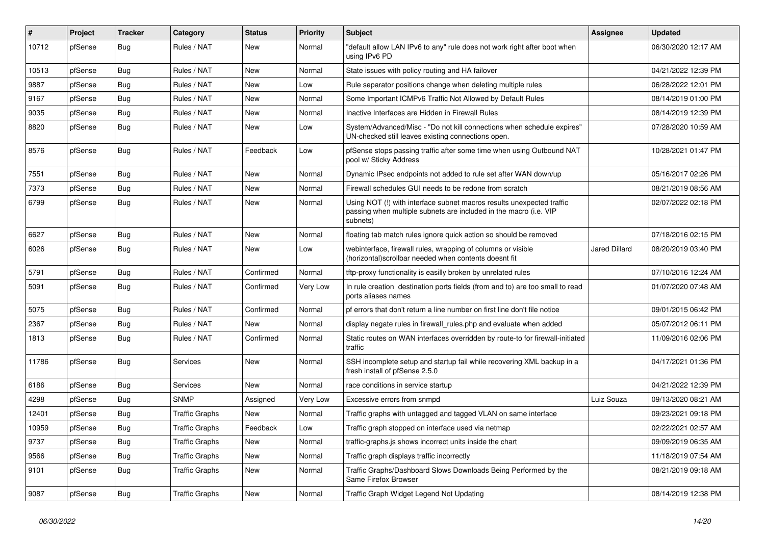| # | Project | Tracker | Category | Status | Priority | Subject | Assignee | Updated |
|---|---|---|---|---|---|---|---|---|
| 10712 | pfSense | Bug | Rules / NAT | New | Normal | "default allow LAN IPv6 to any" rule does not work right after boot when using IPv6 PD | | 06/30/2020 12:17 AM |
| 10513 | pfSense | Bug | Rules / NAT | New | Normal | State issues with policy routing and HA failover | | 04/21/2022 12:39 PM |
| 9887 | pfSense | Bug | Rules / NAT | New | Low | Rule separator positions change when deleting multiple rules | | 06/28/2022 12:01 PM |
| 9167 | pfSense | Bug | Rules / NAT | New | Normal | Some Important ICMPv6 Traffic Not Allowed by Default Rules | | 08/14/2019 01:00 PM |
| 9035 | pfSense | Bug | Rules / NAT | New | Normal | Inactive Interfaces are Hidden in Firewall Rules | | 08/14/2019 12:39 PM |
| 8820 | pfSense | Bug | Rules / NAT | New | Low | System/Advanced/Misc - "Do not kill connections when schedule expires" UN-checked still leaves existing connections open. | | 07/28/2020 10:59 AM |
| 8576 | pfSense | Bug | Rules / NAT | Feedback | Low | pfSense stops passing traffic after some time when using Outbound NAT pool w/ Sticky Address | | 10/28/2021 01:47 PM |
| 7551 | pfSense | Bug | Rules / NAT | New | Normal | Dynamic IPsec endpoints not added to rule set after WAN down/up | | 05/16/2017 02:26 PM |
| 7373 | pfSense | Bug | Rules / NAT | New | Normal | Firewall schedules GUI needs to be redone from scratch | | 08/21/2019 08:56 AM |
| 6799 | pfSense | Bug | Rules / NAT | New | Normal | Using NOT (!) with interface subnet macros results unexpected traffic passing when multiple subnets are included in the macro (i.e. VIP subnets) | | 02/07/2022 02:18 PM |
| 6627 | pfSense | Bug | Rules / NAT | New | Normal | floating tab match rules ignore quick action so should be removed | | 07/18/2016 02:15 PM |
| 6026 | pfSense | Bug | Rules / NAT | New | Low | webinterface, firewall rules, wrapping of columns or visible (horizontal)scrollbar needed when contents doesnt fit | Jared Dillard | 08/20/2019 03:40 PM |
| 5791 | pfSense | Bug | Rules / NAT | Confirmed | Normal | tftp-proxy functionality is easilly broken by unrelated rules | | 07/10/2016 12:24 AM |
| 5091 | pfSense | Bug | Rules / NAT | Confirmed | Very Low | In rule creation destination ports fields (from and to) are too small to read ports aliases names | | 01/07/2020 07:48 AM |
| 5075 | pfSense | Bug | Rules / NAT | Confirmed | Normal | pf errors that don't return a line number on first line don't file notice | | 09/01/2015 06:42 PM |
| 2367 | pfSense | Bug | Rules / NAT | New | Normal | display negate rules in firewall_rules.php and evaluate when added | | 05/07/2012 06:11 PM |
| 1813 | pfSense | Bug | Rules / NAT | Confirmed | Normal | Static routes on WAN interfaces overridden by route-to for firewall-initiated traffic | | 11/09/2016 02:06 PM |
| 11786 | pfSense | Bug | Services | New | Normal | SSH incomplete setup and startup fail while recovering XML backup in a fresh install of pfSense 2.5.0 | | 04/17/2021 01:36 PM |
| 6186 | pfSense | Bug | Services | New | Normal | race conditions in service startup | | 04/21/2022 12:39 PM |
| 4298 | pfSense | Bug | SNMP | Assigned | Very Low | Excessive errors from snmpd | Luiz Souza | 09/13/2020 08:21 AM |
| 12401 | pfSense | Bug | Traffic Graphs | New | Normal | Traffic graphs with untagged and tagged VLAN on same interface | | 09/23/2021 09:18 PM |
| 10959 | pfSense | Bug | Traffic Graphs | Feedback | Low | Traffic graph stopped on interface used via netmap | | 02/22/2021 02:57 AM |
| 9737 | pfSense | Bug | Traffic Graphs | New | Normal | traffic-graphs.js shows incorrect units inside the chart | | 09/09/2019 06:35 AM |
| 9566 | pfSense | Bug | Traffic Graphs | New | Normal | Traffic graph displays traffic incorrectly | | 11/18/2019 07:54 AM |
| 9101 | pfSense | Bug | Traffic Graphs | New | Normal | Traffic Graphs/Dashboard Slows Downloads Being Performed by the Same Firefox Browser | | 08/21/2019 09:18 AM |
| 9087 | pfSense | Bug | Traffic Graphs | New | Normal | Traffic Graph Widget Legend Not Updating | | 08/14/2019 12:38 PM |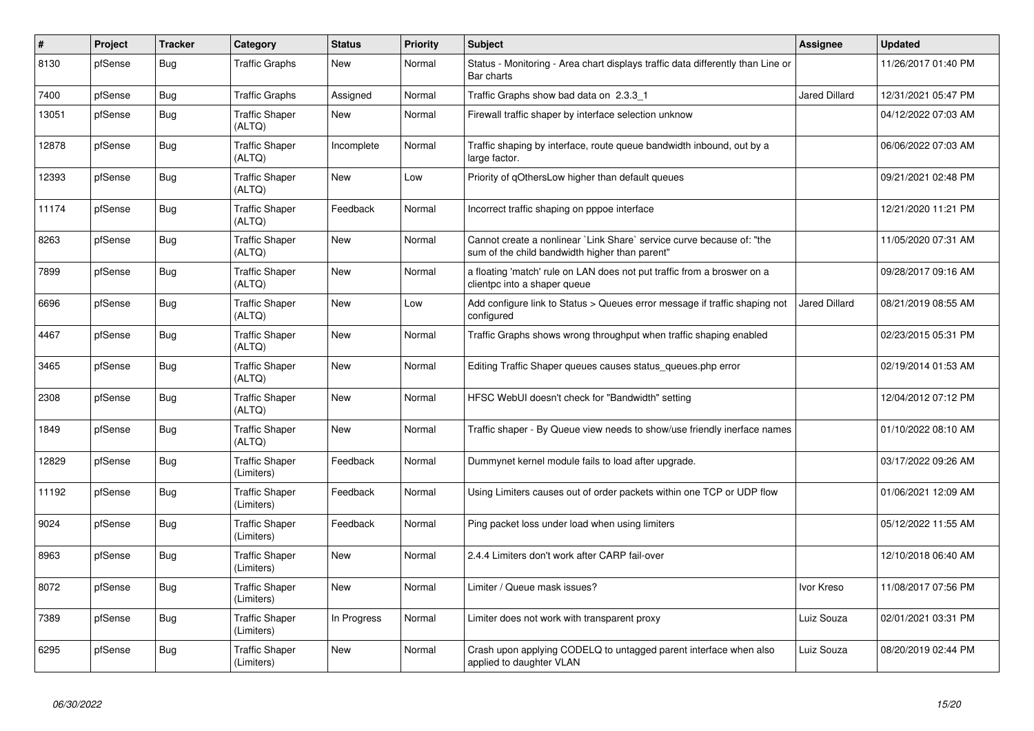| # | Project | Tracker | Category | Status | Priority | Subject | Assignee | Updated |
|---|---|---|---|---|---|---|---|---|
| 8130 | pfSense | Bug | Traffic Graphs | New | Normal | Status - Monitoring - Area chart displays traffic data differently than Line or Bar charts | | 11/26/2017 01:40 PM |
| 7400 | pfSense | Bug | Traffic Graphs | Assigned | Normal | Traffic Graphs show bad data on 2.3.3_1 | Jared Dillard | 12/31/2021 05:47 PM |
| 13051 | pfSense | Bug | Traffic Shaper (ALTQ) | New | Normal | Firewall traffic shaper by interface selection unknow | | 04/12/2022 07:03 AM |
| 12878 | pfSense | Bug | Traffic Shaper (ALTQ) | Incomplete | Normal | Traffic shaping by interface, route queue bandwidth inbound, out by a large factor. | | 06/06/2022 07:03 AM |
| 12393 | pfSense | Bug | Traffic Shaper (ALTQ) | New | Low | Priority of qOthersLow higher than default queues | | 09/21/2021 02:48 PM |
| 11174 | pfSense | Bug | Traffic Shaper (ALTQ) | Feedback | Normal | Incorrect traffic shaping on pppoe interface | | 12/21/2020 11:21 PM |
| 8263 | pfSense | Bug | Traffic Shaper (ALTQ) | New | Normal | Cannot create a nonlinear `Link Share` service curve because of: "the sum of the child bandwidth higher than parent" | | 11/05/2020 07:31 AM |
| 7899 | pfSense | Bug | Traffic Shaper (ALTQ) | New | Normal | a floating 'match' rule on LAN does not put traffic from a broswer on a clientpc into a shaper queue | | 09/28/2017 09:16 AM |
| 6696 | pfSense | Bug | Traffic Shaper (ALTQ) | New | Low | Add configure link to Status > Queues error message if traffic shaping not configured | Jared Dillard | 08/21/2019 08:55 AM |
| 4467 | pfSense | Bug | Traffic Shaper (ALTQ) | New | Normal | Traffic Graphs shows wrong throughput when traffic shaping enabled | | 02/23/2015 05:31 PM |
| 3465 | pfSense | Bug | Traffic Shaper (ALTQ) | New | Normal | Editing Traffic Shaper queues causes status_queues.php error | | 02/19/2014 01:53 AM |
| 2308 | pfSense | Bug | Traffic Shaper (ALTQ) | New | Normal | HFSC WebUI doesn't check for "Bandwidth" setting | | 12/04/2012 07:12 PM |
| 1849 | pfSense | Bug | Traffic Shaper (ALTQ) | New | Normal | Traffic shaper - By Queue view needs to show/use friendly inerface names | | 01/10/2022 08:10 AM |
| 12829 | pfSense | Bug | Traffic Shaper (Limiters) | Feedback | Normal | Dummynet kernel module fails to load after upgrade. | | 03/17/2022 09:26 AM |
| 11192 | pfSense | Bug | Traffic Shaper (Limiters) | Feedback | Normal | Using Limiters causes out of order packets within one TCP or UDP flow | | 01/06/2021 12:09 AM |
| 9024 | pfSense | Bug | Traffic Shaper (Limiters) | Feedback | Normal | Ping packet loss under load when using limiters | | 05/12/2022 11:55 AM |
| 8963 | pfSense | Bug | Traffic Shaper (Limiters) | New | Normal | 2.4.4 Limiters don't work after CARP fail-over | | 12/10/2018 06:40 AM |
| 8072 | pfSense | Bug | Traffic Shaper (Limiters) | New | Normal | Limiter / Queue mask issues? | Ivor Kreso | 11/08/2017 07:56 PM |
| 7389 | pfSense | Bug | Traffic Shaper (Limiters) | In Progress | Normal | Limiter does not work with transparent proxy | Luiz Souza | 02/01/2021 03:31 PM |
| 6295 | pfSense | Bug | Traffic Shaper (Limiters) | New | Normal | Crash upon applying CODELQ to untagged parent interface when also applied to daughter VLAN | Luiz Souza | 08/20/2019 02:44 PM |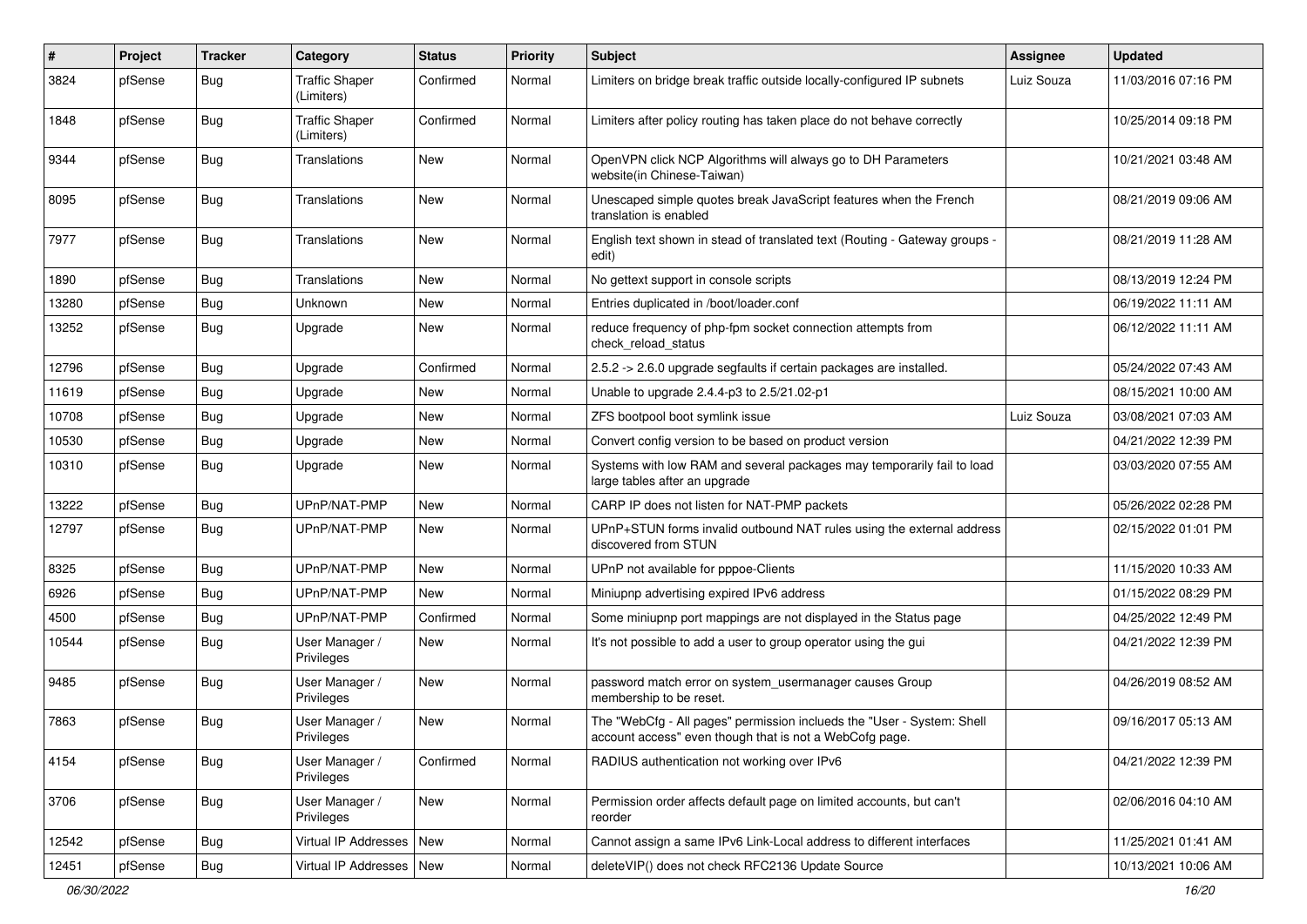| # | Project | Tracker | Category | Status | Priority | Subject | Assignee | Updated |
|---|---|---|---|---|---|---|---|---|
| 3824 | pfSense | Bug | Traffic Shaper (Limiters) | Confirmed | Normal | Limiters on bridge break traffic outside locally-configured IP subnets | Luiz Souza | 11/03/2016 07:16 PM |
| 1848 | pfSense | Bug | Traffic Shaper (Limiters) | Confirmed | Normal | Limiters after policy routing has taken place do not behave correctly | | 10/25/2014 09:18 PM |
| 9344 | pfSense | Bug | Translations | New | Normal | OpenVPN click NCP Algorithms will always go to DH Parameters website(in Chinese-Taiwan) | | 10/21/2021 03:48 AM |
| 8095 | pfSense | Bug | Translations | New | Normal | Unescaped simple quotes break JavaScript features when the French translation is enabled | | 08/21/2019 09:06 AM |
| 7977 | pfSense | Bug | Translations | New | Normal | English text shown in stead of translated text (Routing - Gateway groups - edit) | | 08/21/2019 11:28 AM |
| 1890 | pfSense | Bug | Translations | New | Normal | No gettext support in console scripts | | 08/13/2019 12:24 PM |
| 13280 | pfSense | Bug | Unknown | New | Normal | Entries duplicated in /boot/loader.conf | | 06/19/2022 11:11 AM |
| 13252 | pfSense | Bug | Upgrade | New | Normal | reduce frequency of php-fpm socket connection attempts from check_reload_status | | 06/12/2022 11:11 AM |
| 12796 | pfSense | Bug | Upgrade | Confirmed | Normal | 2.5.2 -> 2.6.0 upgrade segfaults if certain packages are installed. | | 05/24/2022 07:43 AM |
| 11619 | pfSense | Bug | Upgrade | New | Normal | Unable to upgrade 2.4.4-p3 to 2.5/21.02-p1 | | 08/15/2021 10:00 AM |
| 10708 | pfSense | Bug | Upgrade | New | Normal | ZFS bootpool boot symlink issue | Luiz Souza | 03/08/2021 07:03 AM |
| 10530 | pfSense | Bug | Upgrade | New | Normal | Convert config version to be based on product version | | 04/21/2022 12:39 PM |
| 10310 | pfSense | Bug | Upgrade | New | Normal | Systems with low RAM and several packages may temporarily fail to load large tables after an upgrade | | 03/03/2020 07:55 AM |
| 13222 | pfSense | Bug | UPnP/NAT-PMP | New | Normal | CARP IP does not listen for NAT-PMP packets | | 05/26/2022 02:28 PM |
| 12797 | pfSense | Bug | UPnP/NAT-PMP | New | Normal | UPnP+STUN forms invalid outbound NAT rules using the external address discovered from STUN | | 02/15/2022 01:01 PM |
| 8325 | pfSense | Bug | UPnP/NAT-PMP | New | Normal | UPnP not available for pppoe-Clients | | 11/15/2020 10:33 AM |
| 6926 | pfSense | Bug | UPnP/NAT-PMP | New | Normal | Miniupnp advertising expired IPv6 address | | 01/15/2022 08:29 PM |
| 4500 | pfSense | Bug | UPnP/NAT-PMP | Confirmed | Normal | Some miniupnp port mappings are not displayed in the Status page | | 04/25/2022 12:49 PM |
| 10544 | pfSense | Bug | User Manager / Privileges | New | Normal | It's not possible to add a user to group operator using the gui | | 04/21/2022 12:39 PM |
| 9485 | pfSense | Bug | User Manager / Privileges | New | Normal | password match error on system_usermanager causes Group membership to be reset. | | 04/26/2019 08:52 AM |
| 7863 | pfSense | Bug | User Manager / Privileges | New | Normal | The "WebCfg - All pages" permission inclueds the "User - System: Shell account access" even though that is not a WebCofg page. | | 09/16/2017 05:13 AM |
| 4154 | pfSense | Bug | User Manager / Privileges | Confirmed | Normal | RADIUS authentication not working over IPv6 | | 04/21/2022 12:39 PM |
| 3706 | pfSense | Bug | User Manager / Privileges | New | Normal | Permission order affects default page on limited accounts, but can't reorder | | 02/06/2016 04:10 AM |
| 12542 | pfSense | Bug | Virtual IP Addresses | New | Normal | Cannot assign a same IPv6 Link-Local address to different interfaces | | 11/25/2021 01:41 AM |
| 12451 | pfSense | Bug | Virtual IP Addresses | New | Normal | deleteVIP() does not check RFC2136 Update Source | | 10/13/2021 10:06 AM |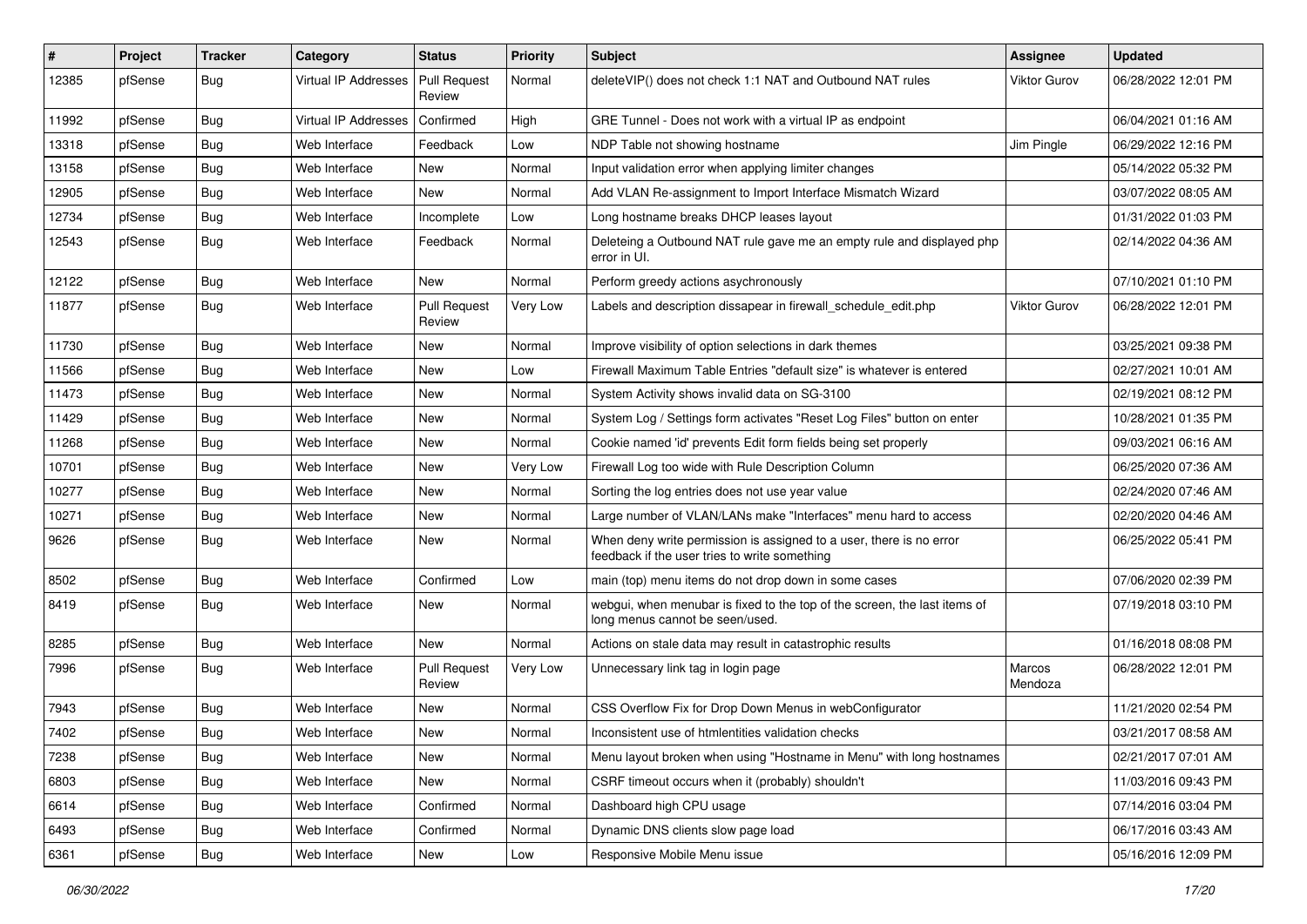| # | Project | Tracker | Category | Status | Priority | Subject | Assignee | Updated |
|---|---|---|---|---|---|---|---|---|
| 12385 | pfSense | Bug | Virtual IP Addresses | Pull Request Review | Normal | deleteVIP() does not check 1:1 NAT and Outbound NAT rules | Viktor Gurov | 06/28/2022 12:01 PM |
| 11992 | pfSense | Bug | Virtual IP Addresses | Confirmed | High | GRE Tunnel - Does not work with a virtual IP as endpoint | | 06/04/2021 01:16 AM |
| 13318 | pfSense | Bug | Web Interface | Feedback | Low | NDP Table not showing hostname | Jim Pingle | 06/29/2022 12:16 PM |
| 13158 | pfSense | Bug | Web Interface | New | Normal | Input validation error when applying limiter changes | | 05/14/2022 05:32 PM |
| 12905 | pfSense | Bug | Web Interface | New | Normal | Add VLAN Re-assignment to Import Interface Mismatch Wizard | | 03/07/2022 08:05 AM |
| 12734 | pfSense | Bug | Web Interface | Incomplete | Low | Long hostname breaks DHCP leases layout | | 01/31/2022 01:03 PM |
| 12543 | pfSense | Bug | Web Interface | Feedback | Normal | Deleteing a Outbound NAT rule gave me an empty rule and displayed php error in UI. | | 02/14/2022 04:36 AM |
| 12122 | pfSense | Bug | Web Interface | New | Normal | Perform greedy actions asychronously | | 07/10/2021 01:10 PM |
| 11877 | pfSense | Bug | Web Interface | Pull Request Review | Very Low | Labels and description dissapear in firewall_schedule_edit.php | Viktor Gurov | 06/28/2022 12:01 PM |
| 11730 | pfSense | Bug | Web Interface | New | Normal | Improve visibility of option selections in dark themes | | 03/25/2021 09:38 PM |
| 11566 | pfSense | Bug | Web Interface | New | Low | Firewall Maximum Table Entries "default size" is whatever is entered | | 02/27/2021 10:01 AM |
| 11473 | pfSense | Bug | Web Interface | New | Normal | System Activity shows invalid data on SG-3100 | | 02/19/2021 08:12 PM |
| 11429 | pfSense | Bug | Web Interface | New | Normal | System Log / Settings form activates "Reset Log Files" button on enter | | 10/28/2021 01:35 PM |
| 11268 | pfSense | Bug | Web Interface | New | Normal | Cookie named 'id' prevents Edit form fields being set properly | | 09/03/2021 06:16 AM |
| 10701 | pfSense | Bug | Web Interface | New | Very Low | Firewall Log too wide with Rule Description Column | | 06/25/2020 07:36 AM |
| 10277 | pfSense | Bug | Web Interface | New | Normal | Sorting the log entries does not use year value | | 02/24/2020 07:46 AM |
| 10271 | pfSense | Bug | Web Interface | New | Normal | Large number of VLAN/LANs make "Interfaces" menu hard to access | | 02/20/2020 04:46 AM |
| 9626 | pfSense | Bug | Web Interface | New | Normal | When deny write permission is assigned to a user, there is no error feedback if the user tries to write something | | 06/25/2022 05:41 PM |
| 8502 | pfSense | Bug | Web Interface | Confirmed | Low | main (top) menu items do not drop down in some cases | | 07/06/2020 02:39 PM |
| 8419 | pfSense | Bug | Web Interface | New | Normal | webgui, when menubar is fixed to the top of the screen, the last items of long menus cannot be seen/used. | | 07/19/2018 03:10 PM |
| 8285 | pfSense | Bug | Web Interface | New | Normal | Actions on stale data may result in catastrophic results | | 01/16/2018 08:08 PM |
| 7996 | pfSense | Bug | Web Interface | Pull Request Review | Very Low | Unnecessary link tag in login page | Marcos Mendoza | 06/28/2022 12:01 PM |
| 7943 | pfSense | Bug | Web Interface | New | Normal | CSS Overflow Fix for Drop Down Menus in webConfigurator | | 11/21/2020 02:54 PM |
| 7402 | pfSense | Bug | Web Interface | New | Normal | Inconsistent use of htmlentities validation checks | | 03/21/2017 08:58 AM |
| 7238 | pfSense | Bug | Web Interface | New | Normal | Menu layout broken when using "Hostname in Menu" with long hostnames | | 02/21/2017 07:01 AM |
| 6803 | pfSense | Bug | Web Interface | New | Normal | CSRF timeout occurs when it (probably) shouldn't | | 11/03/2016 09:43 PM |
| 6614 | pfSense | Bug | Web Interface | Confirmed | Normal | Dashboard high CPU usage | | 07/14/2016 03:04 PM |
| 6493 | pfSense | Bug | Web Interface | Confirmed | Normal | Dynamic DNS clients slow page load | | 06/17/2016 03:43 AM |
| 6361 | pfSense | Bug | Web Interface | New | Low | Responsive Mobile Menu issue | | 05/16/2016 12:09 PM |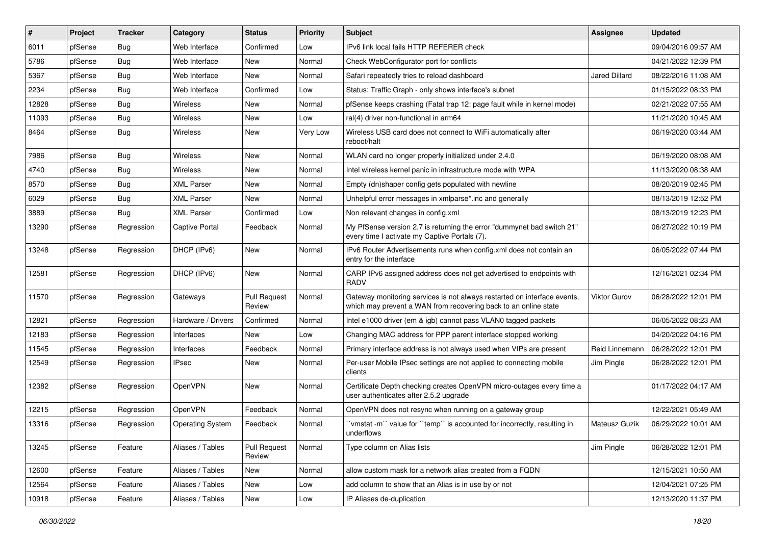| # | Project | Tracker | Category | Status | Priority | Subject | Assignee | Updated |
|---|---|---|---|---|---|---|---|---|
| 6011 | pfSense | Bug | Web Interface | Confirmed | Low | IPv6 link local fails HTTP REFERER check | | 09/04/2016 09:57 AM |
| 5786 | pfSense | Bug | Web Interface | New | Normal | Check WebConfigurator port for conflicts | | 04/21/2022 12:39 PM |
| 5367 | pfSense | Bug | Web Interface | New | Normal | Safari repeatedly tries to reload dashboard | Jared Dillard | 08/22/2016 11:08 AM |
| 2234 | pfSense | Bug | Web Interface | Confirmed | Low | Status: Traffic Graph - only shows interface's subnet | | 01/15/2022 08:33 PM |
| 12828 | pfSense | Bug | Wireless | New | Normal | pfSense keeps crashing (Fatal trap 12: page fault while in kernel mode) | | 02/21/2022 07:55 AM |
| 11093 | pfSense | Bug | Wireless | New | Low | ral(4) driver non-functional in arm64 | | 11/21/2020 10:45 AM |
| 8464 | pfSense | Bug | Wireless | New | Very Low | Wireless USB card does not connect to WiFi automatically after reboot/halt | | 06/19/2020 03:44 AM |
| 7986 | pfSense | Bug | Wireless | New | Normal | WLAN card no longer properly initialized under 2.4.0 | | 06/19/2020 08:08 AM |
| 4740 | pfSense | Bug | Wireless | New | Normal | Intel wireless kernel panic in infrastructure mode with WPA | | 11/13/2020 08:38 AM |
| 8570 | pfSense | Bug | XML Parser | New | Normal | Empty (dn)shaper config gets populated with newline | | 08/20/2019 02:45 PM |
| 6029 | pfSense | Bug | XML Parser | New | Normal | Unhelpful error messages in xmlparse*.inc and generally | | 08/13/2019 12:52 PM |
| 3889 | pfSense | Bug | XML Parser | Confirmed | Low | Non relevant changes in config.xml | | 08/13/2019 12:23 PM |
| 13290 | pfSense | Regression | Captive Portal | Feedback | Normal | My PfSense version 2.7 is returning the error "dummynet bad switch 21" every time I activate my Captive Portals (7). | | 06/27/2022 10:19 PM |
| 13248 | pfSense | Regression | DHCP (IPv6) | New | Normal | IPv6 Router Advertisements runs when config.xml does not contain an entry for the interface | | 06/05/2022 07:44 PM |
| 12581 | pfSense | Regression | DHCP (IPv6) | New | Normal | CARP IPv6 assigned address does not get advertised to endpoints with RADV | | 12/16/2021 02:34 PM |
| 11570 | pfSense | Regression | Gateways | Pull Request Review | Normal | Gateway monitoring services is not always restarted on interface events, which may prevent a WAN from recovering back to an online state | Viktor Gurov | 06/28/2022 12:01 PM |
| 12821 | pfSense | Regression | Hardware / Drivers | Confirmed | Normal | Intel e1000 driver (em & igb) cannot pass VLAN0 tagged packets | | 06/05/2022 08:23 AM |
| 12183 | pfSense | Regression | Interfaces | New | Low | Changing MAC address for PPP parent interface stopped working | | 04/20/2022 04:16 PM |
| 11545 | pfSense | Regression | Interfaces | Feedback | Normal | Primary interface address is not always used when VIPs are present | Reid Linnemann | 06/28/2022 12:01 PM |
| 12549 | pfSense | Regression | IPsec | New | Normal | Per-user Mobile IPsec settings are not applied to connecting mobile clients | Jim Pingle | 06/28/2022 12:01 PM |
| 12382 | pfSense | Regression | OpenVPN | New | Normal | Certificate Depth checking creates OpenVPN micro-outages every time a user authenticates after 2.5.2 upgrade | | 01/17/2022 04:17 AM |
| 12215 | pfSense | Regression | OpenVPN | Feedback | Normal | OpenVPN does not resync when running on a gateway group | | 12/22/2021 05:49 AM |
| 13316 | pfSense | Regression | Operating System | Feedback | Normal | ``vmstat -m`` value for ``temp`` is accounted for incorrectly, resulting in underflows | Mateusz Guzik | 06/29/2022 10:01 AM |
| 13245 | pfSense | Feature | Aliases / Tables | Pull Request Review | Normal | Type column on Alias lists | Jim Pingle | 06/28/2022 12:01 PM |
| 12600 | pfSense | Feature | Aliases / Tables | New | Normal | allow custom mask for a network alias created from a FQDN | | 12/15/2021 10:50 AM |
| 12564 | pfSense | Feature | Aliases / Tables | New | Low | add column to show that an Alias is in use by or not | | 12/04/2021 07:25 PM |
| 10918 | pfSense | Feature | Aliases / Tables | New | Low | IP Aliases de-duplication | | 12/13/2020 11:37 PM |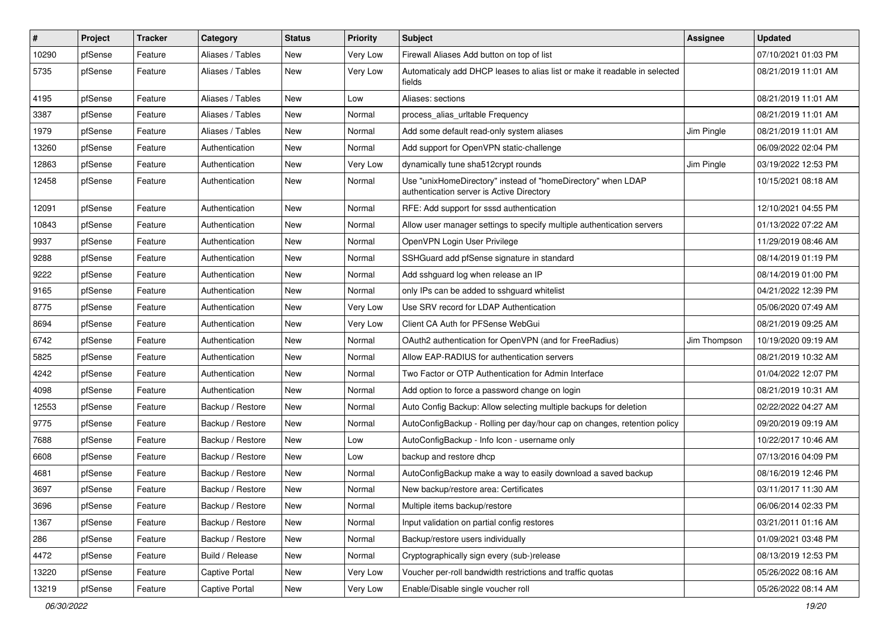| # | Project | Tracker | Category | Status | Priority | Subject | Assignee | Updated |
|---|---|---|---|---|---|---|---|---|
| 10290 | pfSense | Feature | Aliases / Tables | New | Very Low | Firewall Aliases Add button on top of list | | 07/10/2021 01:03 PM |
| 5735 | pfSense | Feature | Aliases / Tables | New | Very Low | Automaticaly add DHCP leases to alias list or make it readable in selected fields | | 08/21/2019 11:01 AM |
| 4195 | pfSense | Feature | Aliases / Tables | New | Low | Aliases: sections | | 08/21/2019 11:01 AM |
| 3387 | pfSense | Feature | Aliases / Tables | New | Normal | process_alias_urltable Frequency | | 08/21/2019 11:01 AM |
| 1979 | pfSense | Feature | Aliases / Tables | New | Normal | Add some default read-only system aliases | Jim Pingle | 08/21/2019 11:01 AM |
| 13260 | pfSense | Feature | Authentication | New | Normal | Add support for OpenVPN static-challenge | | 06/09/2022 02:04 PM |
| 12863 | pfSense | Feature | Authentication | New | Very Low | dynamically tune sha512crypt rounds | Jim Pingle | 03/19/2022 12:53 PM |
| 12458 | pfSense | Feature | Authentication | New | Normal | Use "unixHomeDirectory" instead of "homeDirectory" when LDAP authentication server is Active Directory | | 10/15/2021 08:18 AM |
| 12091 | pfSense | Feature | Authentication | New | Normal | RFE: Add support for sssd authentication | | 12/10/2021 04:55 PM |
| 10843 | pfSense | Feature | Authentication | New | Normal | Allow user manager settings to specify multiple authentication servers | | 01/13/2022 07:22 AM |
| 9937 | pfSense | Feature | Authentication | New | Normal | OpenVPN Login User Privilege | | 11/29/2019 08:46 AM |
| 9288 | pfSense | Feature | Authentication | New | Normal | SSHGuard add pfSense signature in standard | | 08/14/2019 01:19 PM |
| 9222 | pfSense | Feature | Authentication | New | Normal | Add sshguard log when release an IP | | 08/14/2019 01:00 PM |
| 9165 | pfSense | Feature | Authentication | New | Normal | only IPs can be added to sshguard whitelist | | 04/21/2022 12:39 PM |
| 8775 | pfSense | Feature | Authentication | New | Very Low | Use SRV record for LDAP Authentication | | 05/06/2020 07:49 AM |
| 8694 | pfSense | Feature | Authentication | New | Very Low | Client CA Auth for PFSense WebGui | | 08/21/2019 09:25 AM |
| 6742 | pfSense | Feature | Authentication | New | Normal | OAuth2 authentication for OpenVPN (and for FreeRadius) | Jim Thompson | 10/19/2020 09:19 AM |
| 5825 | pfSense | Feature | Authentication | New | Normal | Allow EAP-RADIUS for authentication servers | | 08/21/2019 10:32 AM |
| 4242 | pfSense | Feature | Authentication | New | Normal | Two Factor or OTP Authentication for Admin Interface | | 01/04/2022 12:07 PM |
| 4098 | pfSense | Feature | Authentication | New | Normal | Add option to force a password change on login | | 08/21/2019 10:31 AM |
| 12553 | pfSense | Feature | Backup / Restore | New | Normal | Auto Config Backup: Allow selecting multiple backups for deletion | | 02/22/2022 04:27 AM |
| 9775 | pfSense | Feature | Backup / Restore | New | Normal | AutoConfigBackup - Rolling per day/hour cap on changes, retention policy | | 09/20/2019 09:19 AM |
| 7688 | pfSense | Feature | Backup / Restore | New | Low | AutoConfigBackup - Info Icon - username only | | 10/22/2017 10:46 AM |
| 6608 | pfSense | Feature | Backup / Restore | New | Low | backup and restore dhcp | | 07/13/2016 04:09 PM |
| 4681 | pfSense | Feature | Backup / Restore | New | Normal | AutoConfigBackup make a way to easily download a saved backup | | 08/16/2019 12:46 PM |
| 3697 | pfSense | Feature | Backup / Restore | New | Normal | New backup/restore area: Certificates | | 03/11/2017 11:30 AM |
| 3696 | pfSense | Feature | Backup / Restore | New | Normal | Multiple items backup/restore | | 06/06/2014 02:33 PM |
| 1367 | pfSense | Feature | Backup / Restore | New | Normal | Input validation on partial config restores | | 03/21/2011 01:16 AM |
| 286 | pfSense | Feature | Backup / Restore | New | Normal | Backup/restore users individually | | 01/09/2021 03:48 PM |
| 4472 | pfSense | Feature | Build / Release | New | Normal | Cryptographically sign every (sub-)release | | 08/13/2019 12:53 PM |
| 13220 | pfSense | Feature | Captive Portal | New | Very Low | Voucher per-roll bandwidth restrictions and traffic quotas | | 05/26/2022 08:16 AM |
| 13219 | pfSense | Feature | Captive Portal | New | Very Low | Enable/Disable single voucher roll | | 05/26/2022 08:14 AM |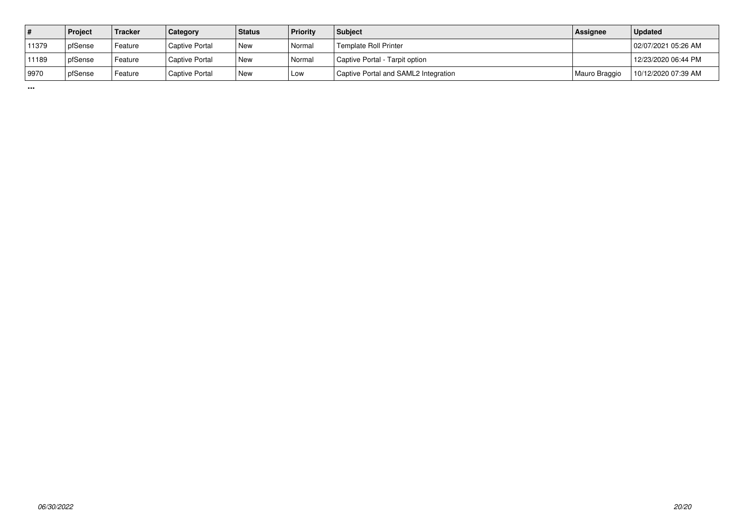| # | Project | Tracker | Category | Status | Priority | Subject | Assignee | Updated |
|---|---|---|---|---|---|---|---|---|
| 11379 | pfSense | Feature | Captive Portal | New | Normal | Template Roll Printer | | 02/07/2021 05:26 AM |
| 11189 | pfSense | Feature | Captive Portal | New | Normal | Captive Portal - Tarpit option | | 12/23/2020 06:44 PM |
| 9970 | pfSense | Feature | Captive Portal | New | Low | Captive Portal and SAML2 Integration | Mauro Braggio | 10/12/2020 07:39 AM |

...